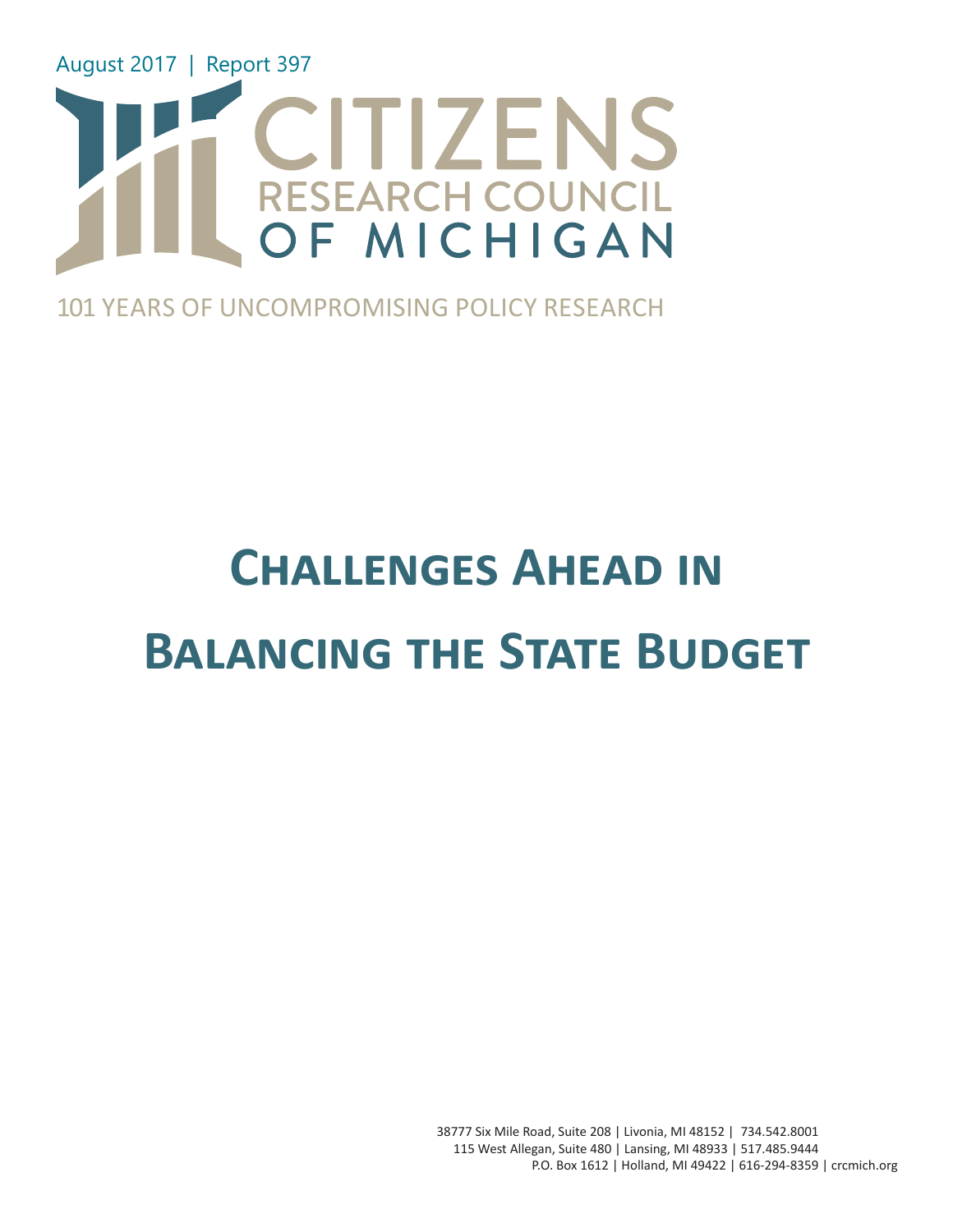August 2017 | Report 397

CITIZENS RESEARCH COUNCIL OF MICHIGAN

101 YEARS OF UNCOMPROMISING POLICY RESEARCH

# Challenges Ahead in Balancing the State Budget

38777 Six Mile Road, Suite 208 | Livonia, MI 48152 | 734.542.8001
115 West Allegan, Suite 480 | Lansing, MI 48933 | 517.485.9444
P.O. Box 1612 | Holland, MI 49422 | 616-294-8359 | crcmich.org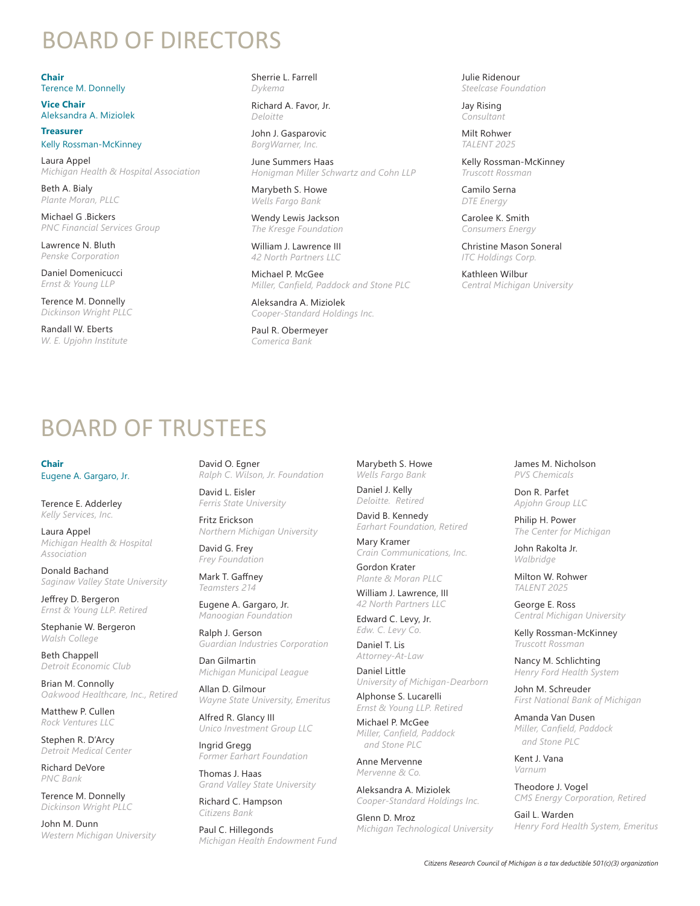# BOARD OF DIRECTORS

**Chair**
Terence M. Donnelly

**Vice Chair**
Aleksandra A. Miziolek

**Treasurer**
Kelly Rossman-McKinney

Laura Appel
*Michigan Health & Hospital Association*

Beth A. Bialy
*Plante Moran, PLLC*

Michael G .Bickers
*PNC Financial Services Group*

Lawrence N. Bluth
*Penske Corporation*

Daniel Domenicucci
*Ernst & Young LLP*

Terence M. Donnelly
*Dickinson Wright PLLC*

Randall W. Eberts
*W. E. Upjohn Institute*

Sherrie L. Farrell
*Dykema*

Richard A. Favor, Jr.
*Deloitte*

John J. Gasparovic
*BorgWarner, Inc.*

June Summers Haas
*Honigman Miller Schwartz and Cohn LLP*

Marybeth S. Howe
*Wells Fargo Bank*

Wendy Lewis Jackson
*The Kresge Foundation*

William J. Lawrence III
*42 North Partners LLC*

Michael P. McGee
*Miller, Canfield, Paddock and Stone PLC*

Aleksandra A. Miziolek
*Cooper-Standard Holdings Inc.*

Paul R. Obermeyer
*Comerica Bank*

Julie Ridenour
*Steelcase Foundation*

Jay Rising
*Consultant*

Milt Rohwer
*TALENT 2025*

Kelly Rossman-McKinney
*Truscott Rossman*

Camilo Serna
*DTE Energy*

Carolee K. Smith
*Consumers Energy*

Christine Mason Soneral
*ITC Holdings Corp.*

Kathleen Wilbur
*Central Michigan University*

# BOARD OF TRUSTEES

**Chair**
Eugene A. Gargaro, Jr.

Terence E. Adderley
*Kelly Services, Inc.*

Laura Appel
*Michigan Health & Hospital Association*

Donald Bachand
*Saginaw Valley State University*

Jeffrey D. Bergeron
*Ernst & Young LLP. Retired*

Stephanie W. Bergeron
*Walsh College*

Beth Chappell
*Detroit Economic Club*

Brian M. Connolly
*Oakwood Healthcare, Inc., Retired*

Matthew P. Cullen
*Rock Ventures LLC*

Stephen R. D'Arcy
*Detroit Medical Center*

Richard DeVore
*PNC Bank*

Terence M. Donnelly
*Dickinson Wright PLLC*

John M. Dunn
*Western Michigan University*

David O. Egner
*Ralph C. Wilson, Jr. Foundation*

David L. Eisler
*Ferris State University*

Fritz Erickson
*Northern Michigan University*

David G. Frey
*Frey Foundation*

Mark T. Gaffney
*Teamsters 214*

Eugene A. Gargaro, Jr.
*Manoogian Foundation*

Ralph J. Gerson
*Guardian Industries Corporation*

Dan Gilmartin
*Michigan Municipal League*

Allan D. Gilmour
*Wayne State University, Emeritus*

Alfred R. Glancy III
*Unico Investment Group LLC*

Ingrid Gregg
*Former Earhart Foundation*

Thomas J. Haas
*Grand Valley State University*

Richard C. Hampson
*Citizens Bank*

Paul C. Hillegonds
*Michigan Health Endowment Fund*

Marybeth S. Howe
*Wells Fargo Bank*

Daniel J. Kelly
*Deloitte. Retired*

David B. Kennedy
*Earhart Foundation, Retired*

Mary Kramer
*Crain Communications, Inc.*

Gordon Krater
*Plante & Moran PLLC*

William J. Lawrence, III
*42 North Partners LLC*

Edward C. Levy, Jr.
*Edw. C. Levy Co.*

Daniel T. Lis
*Attorney-At-Law*

Daniel Little
*University of Michigan-Dearborn*

Alphonse S. Lucarelli
*Ernst & Young LLP. Retired*

Michael P. McGee
*Miller, Canfield, Paddock and Stone PLC*

Anne Mervenne
*Mervenne & Co.*

Aleksandra A. Miziolek
*Cooper-Standard Holdings Inc.*

Glenn D. Mroz
*Michigan Technological University*

James M. Nicholson
*PVS Chemicals*

Don R. Parfet
*Apjohn Group LLC*

Philip H. Power
*The Center for Michigan*

John Rakolta Jr.
*Walbridge*

Milton W. Rohwer
*TALENT 2025*

George E. Ross
*Central Michigan University*

Kelly Rossman-McKinney
*Truscott Rossman*

Nancy M. Schlichting
*Henry Ford Health System*

John M. Schreuder
*First National Bank of Michigan*

Amanda Van Dusen
*Miller, Canfield, Paddock and Stone PLC*

Kent J. Vana
*Varnum*

Theodore J. Vogel
*CMS Energy Corporation, Retired*

Gail L. Warden
*Henry Ford Health System, Emeritus*

*Citizens Research Council of Michigan is a tax deductible 501(c)(3) organization*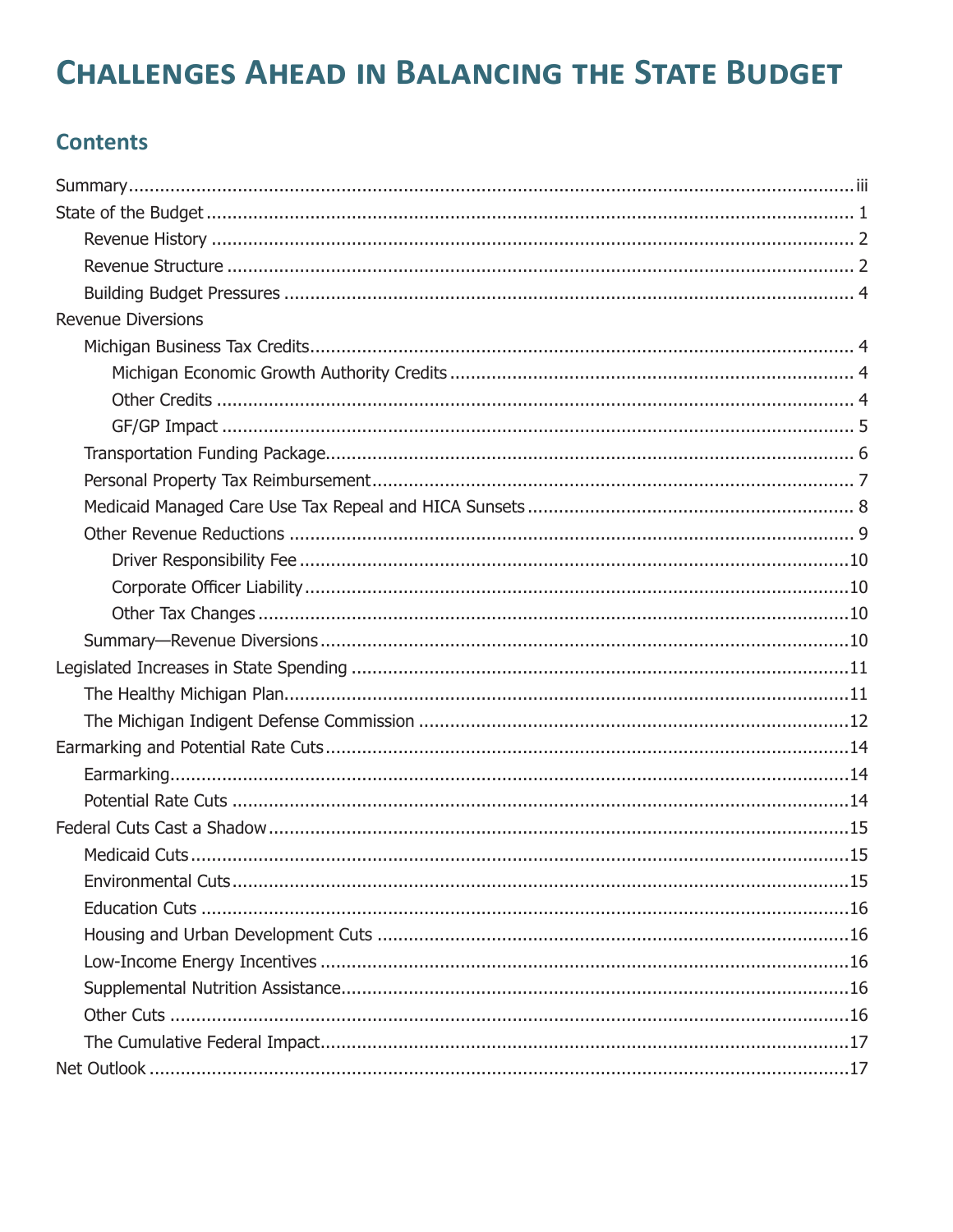# Challenges Ahead in Balancing the State Budget

## Contents

- Summary ... iii
- State of the Budget ... 1
  - Revenue History ... 2
  - Revenue Structure ... 2
  - Building Budget Pressures ... 4
- Revenue Diversions
  - Michigan Business Tax Credits ... 4
    - Michigan Economic Growth Authority Credits ... 4
    - Other Credits ... 4
    - GF/GP Impact ... 5
  - Transportation Funding Package ... 6
  - Personal Property Tax Reimbursement ... 7
  - Medicaid Managed Care Use Tax Repeal and HICA Sunsets ... 8
  - Other Revenue Reductions ... 9
    - Driver Responsibility Fee ... 10
    - Corporate Officer Liability ... 10
    - Other Tax Changes ... 10
  - Summary—Revenue Diversions ... 10
- Legislated Increases in State Spending ... 11
  - The Healthy Michigan Plan ... 11
  - The Michigan Indigent Defense Commission ... 12
- Earmarking and Potential Rate Cuts ... 14
  - Earmarking ... 14
  - Potential Rate Cuts ... 14
- Federal Cuts Cast a Shadow ... 15
  - Medicaid Cuts ... 15
  - Environmental Cuts ... 15
  - Education Cuts ... 16
  - Housing and Urban Development Cuts ... 16
  - Low-Income Energy Incentives ... 16
  - Supplemental Nutrition Assistance ... 16
  - Other Cuts ... 16
  - The Cumulative Federal Impact ... 17
- Net Outlook ... 17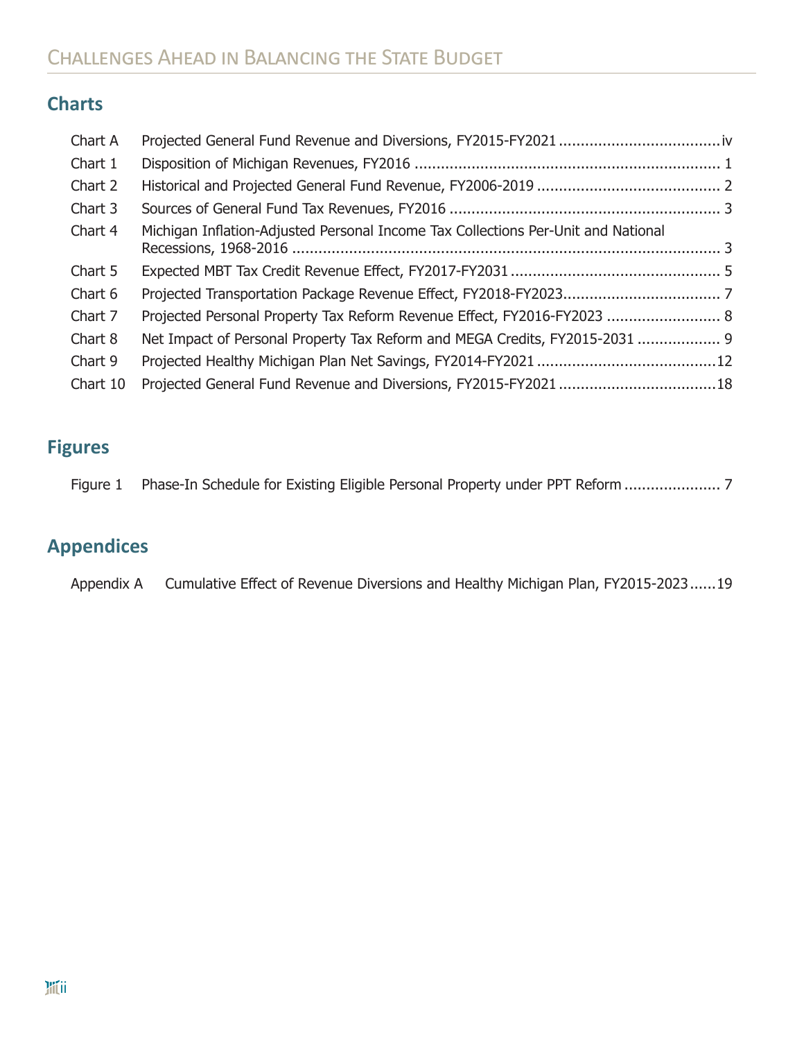## Charts

| | | |
|---|---|---|
| Chart A | Projected General Fund Revenue and Diversions, FY2015-FY2021 | iv |
| Chart 1 | Disposition of Michigan Revenues, FY2016 | 1 |
| Chart 2 | Historical and Projected General Fund Revenue, FY2006-2019 | 2 |
| Chart 3 | Sources of General Fund Tax Revenues, FY2016 | 3 |
| Chart 4 | Michigan Inflation-Adjusted Personal Income Tax Collections Per-Unit and National Recessions, 1968-2016 | 3 |
| Chart 5 | Expected MBT Tax Credit Revenue Effect, FY2017-FY2031 | 5 |
| Chart 6 | Projected Transportation Package Revenue Effect, FY2018-FY2023 | 7 |
| Chart 7 | Projected Personal Property Tax Reform Revenue Effect, FY2016-FY2023 | 8 |
| Chart 8 | Net Impact of Personal Property Tax Reform and MEGA Credits, FY2015-2031 | 9 |
| Chart 9 | Projected Healthy Michigan Plan Net Savings, FY2014-FY2021 | 12 |
| Chart 10 | Projected General Fund Revenue and Diversions, FY2015-FY2021 | 18 |

## Figures

| | | |
|---|---|---|
| Figure 1 | Phase-In Schedule for Existing Eligible Personal Property under PPT Reform | 7 |

## Appendices

| | | |
|---|---|---|
| Appendix A | Cumulative Effect of Revenue Diversions and Healthy Michigan Plan, FY2015-2023 | 19 |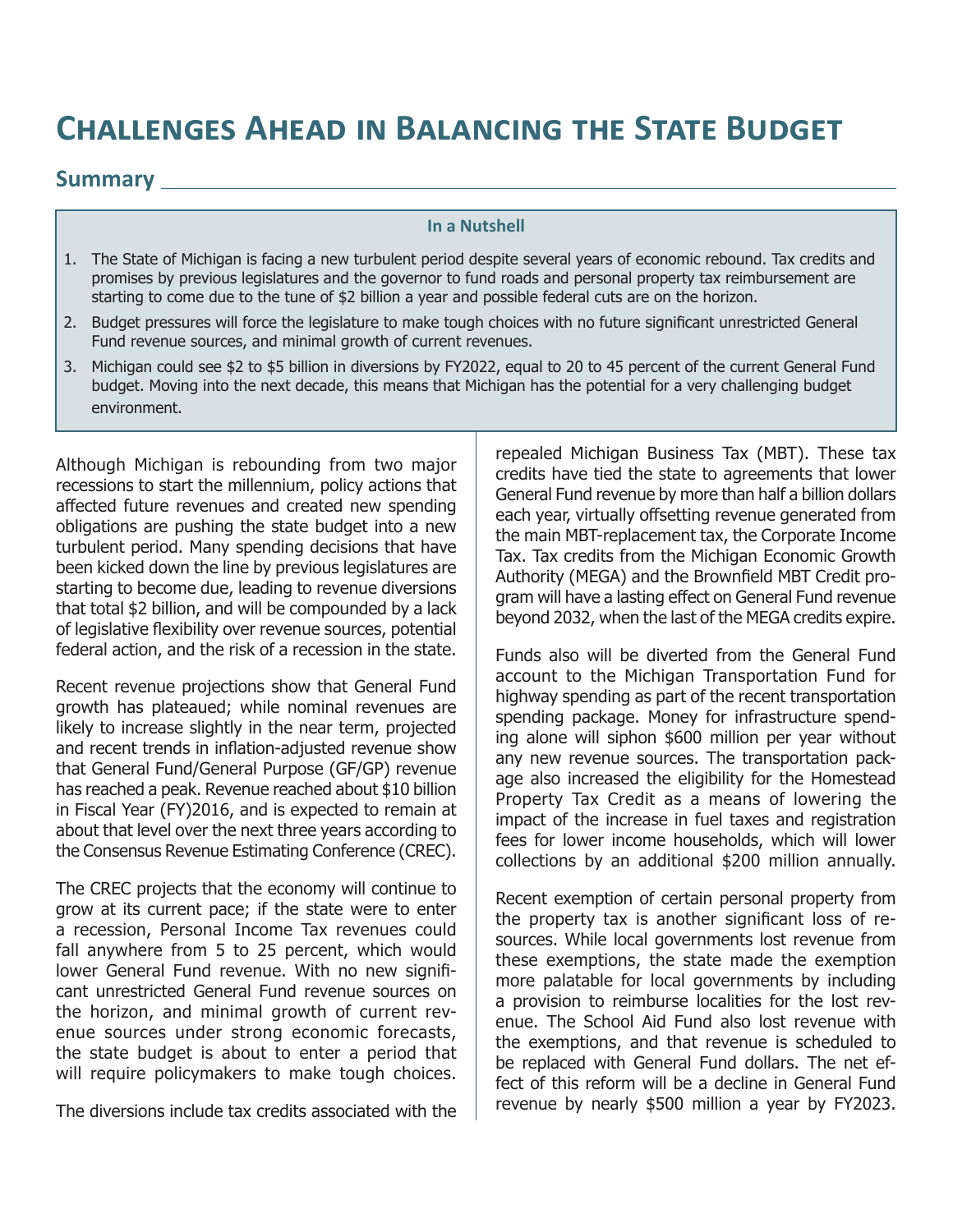# Challenges Ahead in Balancing the State Budget

## Summary

**In a Nutshell**

1. The State of Michigan is facing a new turbulent period despite several years of economic rebound. Tax credits and promises by previous legislatures and the governor to fund roads and personal property tax reimbursement are starting to come due to the tune of $2 billion a year and possible federal cuts are on the horizon.
2. Budget pressures will force the legislature to make tough choices with no future significant unrestricted General Fund revenue sources, and minimal growth of current revenues.
3. Michigan could see $2 to $5 billion in diversions by FY2022, equal to 20 to 45 percent of the current General Fund budget. Moving into the next decade, this means that Michigan has the potential for a very challenging budget environment.

Although Michigan is rebounding from two major recessions to start the millennium, policy actions that affected future revenues and created new spending obligations are pushing the state budget into a new turbulent period. Many spending decisions that have been kicked down the line by previous legislatures are starting to become due, leading to revenue diversions that total $2 billion, and will be compounded by a lack of legislative flexibility over revenue sources, potential federal action, and the risk of a recession in the state.

Recent revenue projections show that General Fund growth has plateaued; while nominal revenues are likely to increase slightly in the near term, projected and recent trends in inflation-adjusted revenue show that General Fund/General Purpose (GF/GP) revenue has reached a peak. Revenue reached about $10 billion in Fiscal Year (FY)2016, and is expected to remain at about that level over the next three years according to the Consensus Revenue Estimating Conference (CREC).

The CREC projects that the economy will continue to grow at its current pace; if the state were to enter a recession, Personal Income Tax revenues could fall anywhere from 5 to 25 percent, which would lower General Fund revenue. With no new significant unrestricted General Fund revenue sources on the horizon, and minimal growth of current revenue sources under strong economic forecasts, the state budget is about to enter a period that will require policymakers to make tough choices.

The diversions include tax credits associated with the repealed Michigan Business Tax (MBT). These tax credits have tied the state to agreements that lower General Fund revenue by more than half a billion dollars each year, virtually offsetting revenue generated from the main MBT-replacement tax, the Corporate Income Tax. Tax credits from the Michigan Economic Growth Authority (MEGA) and the Brownfield MBT Credit program will have a lasting effect on General Fund revenue beyond 2032, when the last of the MEGA credits expire.

Funds also will be diverted from the General Fund account to the Michigan Transportation Fund for highway spending as part of the recent transportation spending package. Money for infrastructure spending alone will siphon $600 million per year without any new revenue sources. The transportation package also increased the eligibility for the Homestead Property Tax Credit as a means of lowering the impact of the increase in fuel taxes and registration fees for lower income households, which will lower collections by an additional $200 million annually.

Recent exemption of certain personal property from the property tax is another significant loss of resources. While local governments lost revenue from these exemptions, the state made the exemption more palatable for local governments by including a provision to reimburse localities for the lost revenue. The School Aid Fund also lost revenue with the exemptions, and that revenue is scheduled to be replaced with General Fund dollars. The net effect of this reform will be a decline in General Fund revenue by nearly $500 million a year by FY2023.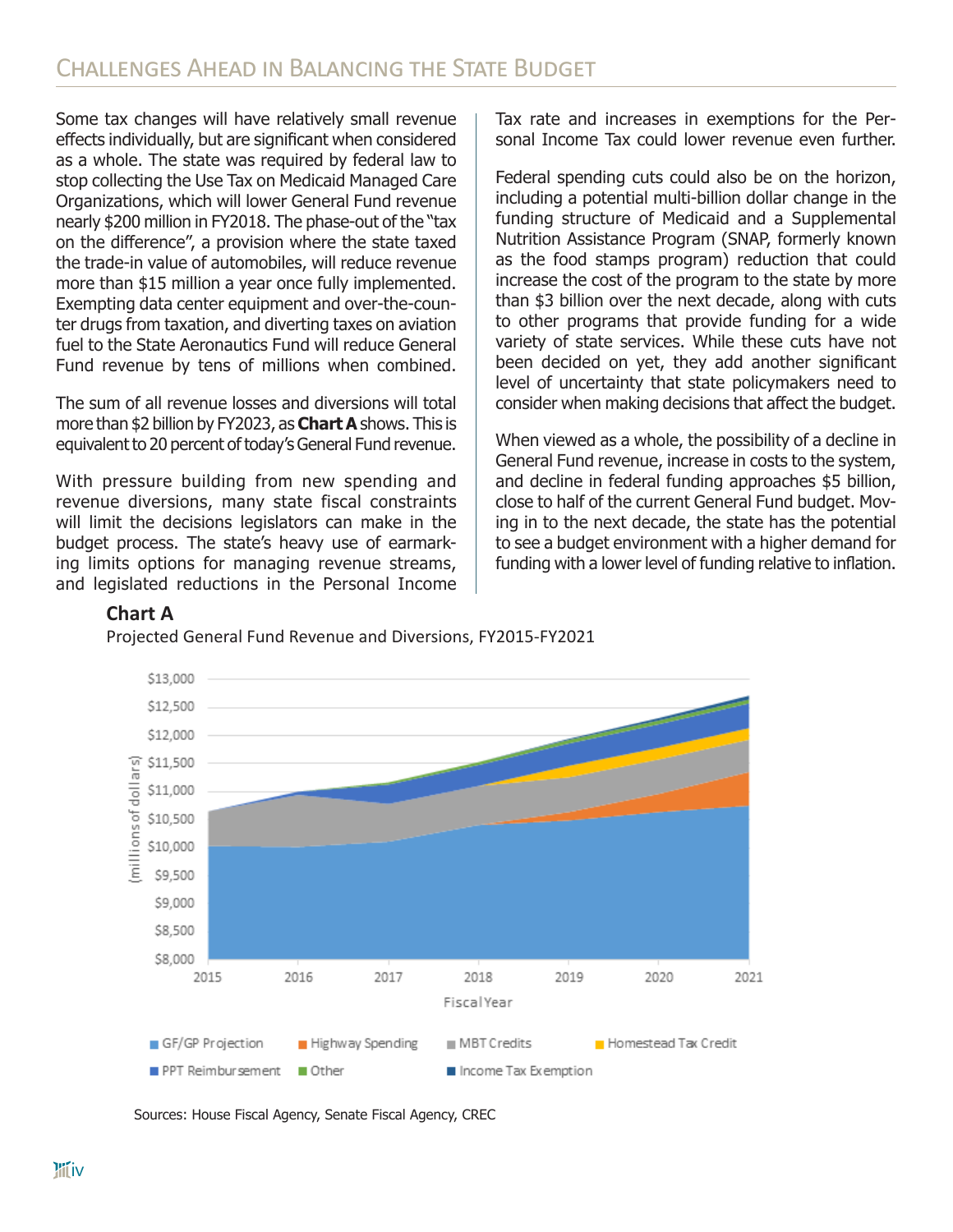## Challenges Ahead in Balancing the State Budget

Some tax changes will have relatively small revenue effects individually, but are significant when considered as a whole. The state was required by federal law to stop collecting the Use Tax on Medicaid Managed Care Organizations, which will lower General Fund revenue nearly $200 million in FY2018. The phase-out of the "tax on the difference", a provision where the state taxed the trade-in value of automobiles, will reduce revenue more than $15 million a year once fully implemented. Exempting data center equipment and over-the-counter drugs from taxation, and diverting taxes on aviation fuel to the State Aeronautics Fund will reduce General Fund revenue by tens of millions when combined.

The sum of all revenue losses and diversions will total more than $2 billion by FY2023, as **Chart A** shows. This is equivalent to 20 percent of today's General Fund revenue.

With pressure building from new spending and revenue diversions, many state fiscal constraints will limit the decisions legislators can make in the budget process. The state's heavy use of earmarking limits options for managing revenue streams, and legislated reductions in the Personal Income Tax rate and increases in exemptions for the Personal Income Tax could lower revenue even further.

Federal spending cuts could also be on the horizon, including a potential multi-billion dollar change in the funding structure of Medicaid and a Supplemental Nutrition Assistance Program (SNAP, formerly known as the food stamps program) reduction that could increase the cost of the program to the state by more than $3 billion over the next decade, along with cuts to other programs that provide funding for a wide variety of state services. While these cuts have not been decided on yet, they add another significant level of uncertainty that state policymakers need to consider when making decisions that affect the budget.

When viewed as a whole, the possibility of a decline in General Fund revenue, increase in costs to the system, and decline in federal funding approaches $5 billion, close to half of the current General Fund budget. Moving in to the next decade, the state has the potential to see a budget environment with a higher demand for funding with a lower level of funding relative to inflation.

**Chart A**

Projected General Fund Revenue and Diversions, FY2015-FY2021

Sources: House Fiscal Agency, Senate Fiscal Agency, CREC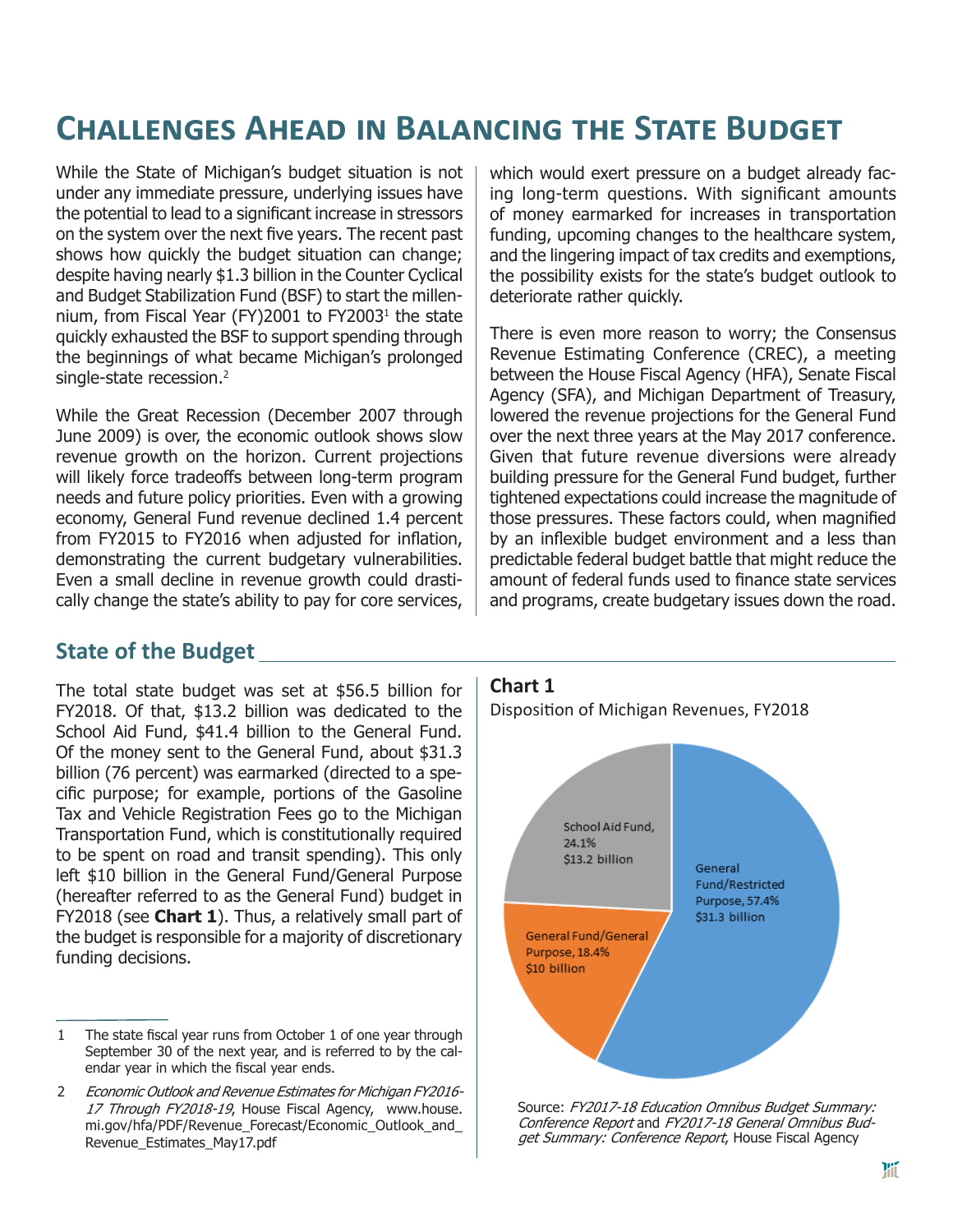# Challenges Ahead in Balancing the State Budget

While the State of Michigan's budget situation is not under any immediate pressure, underlying issues have the potential to lead to a significant increase in stressors on the system over the next five years. The recent past shows how quickly the budget situation can change; despite having nearly $1.3 billion in the Counter Cyclical and Budget Stabilization Fund (BSF) to start the millennium, from Fiscal Year (FY)2001 to FY2003[1] the state quickly exhausted the BSF to support spending through the beginnings of what became Michigan's prolonged single-state recession.[2]

While the Great Recession (December 2007 through June 2009) is over, the economic outlook shows slow revenue growth on the horizon. Current projections will likely force tradeoffs between long-term program needs and future policy priorities. Even with a growing economy, General Fund revenue declined 1.4 percent from FY2015 to FY2016 when adjusted for inflation, demonstrating the current budgetary vulnerabilities. Even a small decline in revenue growth could drastically change the state's ability to pay for core services, which would exert pressure on a budget already facing long-term questions. With significant amounts of money earmarked for increases in transportation funding, upcoming changes to the healthcare system, and the lingering impact of tax credits and exemptions, the possibility exists for the state's budget outlook to deteriorate rather quickly.

There is even more reason to worry; the Consensus Revenue Estimating Conference (CREC), a meeting between the House Fiscal Agency (HFA), Senate Fiscal Agency (SFA), and Michigan Department of Treasury, lowered the revenue projections for the General Fund over the next three years at the May 2017 conference. Given that future revenue diversions were already building pressure for the General Fund budget, further tightened expectations could increase the magnitude of those pressures. These factors could, when magnified by an inflexible budget environment and a less than predictable federal budget battle that might reduce the amount of federal funds used to finance state services and programs, create budgetary issues down the road.

## State of the Budget

The total state budget was set at $56.5 billion for FY2018. Of that, $13.2 billion was dedicated to the School Aid Fund, $41.4 billion to the General Fund. Of the money sent to the General Fund, about $31.3 billion (76 percent) was earmarked (directed to a specific purpose; for example, portions of the Gasoline Tax and Vehicle Registration Fees go to the Michigan Transportation Fund, which is constitutionally required to be spent on road and transit spending). This only left $10 billion in the General Fund/General Purpose (hereafter referred to as the General Fund) budget in FY2018 (see **Chart 1**). Thus, a relatively small part of the budget is responsible for a majority of discretionary funding decisions.

**Chart 1**

Disposition of Michigan Revenues, FY2018

| Category | Share | Amount |
|---|---|---|
| General Fund/Restricted Purpose | 57.4% | $31.3 billion |
| School Aid Fund | 24.1% | $13.2 billion |
| General Fund/General Purpose | 18.4% | $10 billion |

Source: *FY2017-18 Education Omnibus Budget Summary: Conference Report* and *FY2017-18 General Omnibus Budget Summary: Conference Report*, House Fiscal Agency

---

1 The state fiscal year runs from October 1 of one year through September 30 of the next year, and is referred to by the calendar year in which the fiscal year ends.

2 *Economic Outlook and Revenue Estimates for Michigan FY2016-17 Through FY2018-19*, House Fiscal Agency, www.house.mi.gov/hfa/PDF/Revenue_Forecast/Economic_Outlook_and_Revenue_Estimates_May17.pdf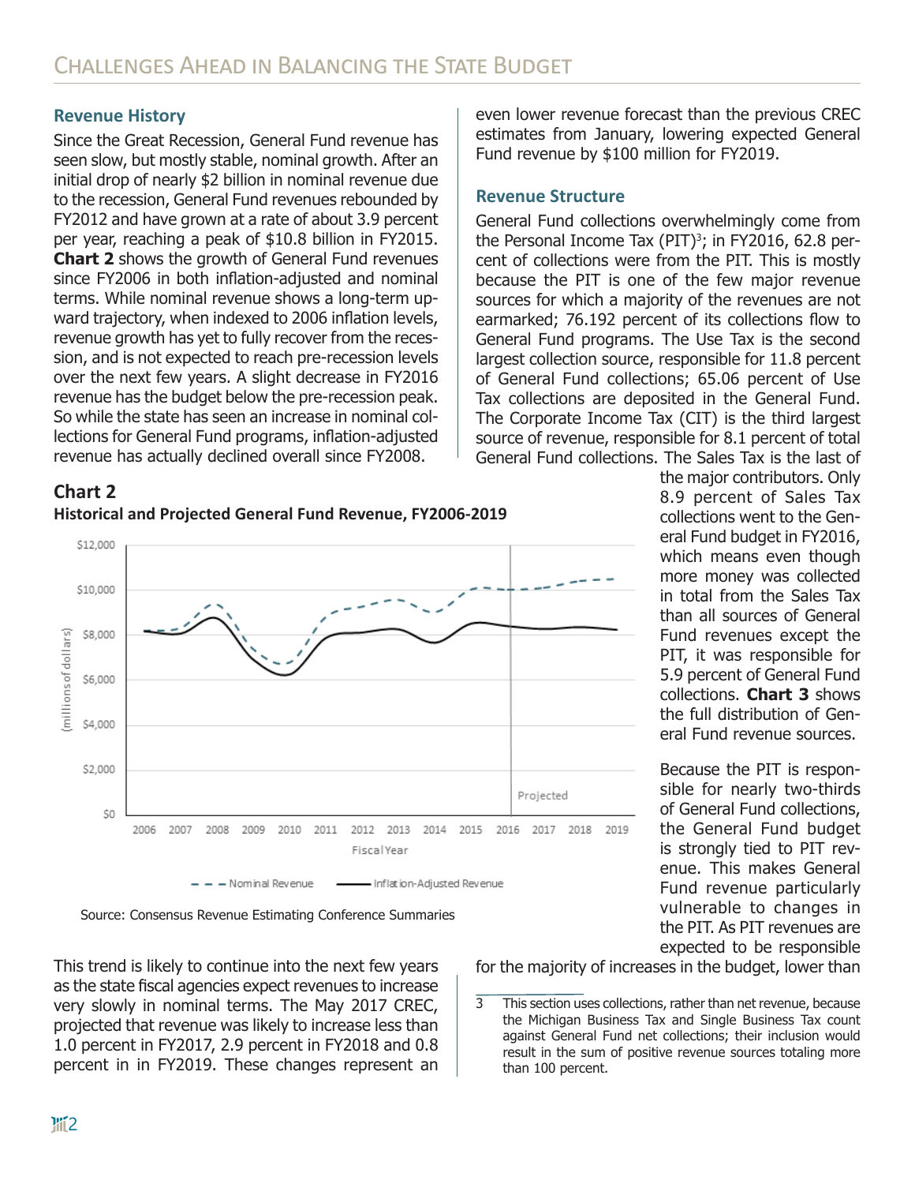## Revenue History

Since the Great Recession, General Fund revenue has seen slow, but mostly stable, nominal growth. After an initial drop of nearly $2 billion in nominal revenue due to the recession, General Fund revenues rebounded by FY2012 and have grown at a rate of about 3.9 percent per year, reaching a peak of $10.8 billion in FY2015. **Chart 2** shows the growth of General Fund revenues since FY2006 in both inflation-adjusted and nominal terms. While nominal revenue shows a long-term upward trajectory, when indexed to 2006 inflation levels, revenue growth has yet to fully recover from the recession, and is not expected to reach pre-recession levels over the next few years. A slight decrease in FY2016 revenue has the budget below the pre-recession peak. So while the state has seen an increase in nominal collections for General Fund programs, inflation-adjusted revenue has actually declined overall since FY2008.

**Chart 2**
**Historical and Projected General Fund Revenue, FY2006-2019**

Source: Consensus Revenue Estimating Conference Summaries

This trend is likely to continue into the next few years as the state fiscal agencies expect revenues to increase very slowly in nominal terms. The May 2017 CREC, projected that revenue was likely to increase less than 1.0 percent in FY2017, 2.9 percent in FY2018 and 0.8 percent in in FY2019. These changes represent an even lower revenue forecast than the previous CREC estimates from January, lowering expected General Fund revenue by $100 million for FY2019.

## Revenue Structure

General Fund collections overwhelmingly come from the Personal Income Tax (PIT)[3]; in FY2016, 62.8 percent of collections were from the PIT. This is mostly because the PIT is one of the few major revenue sources for which a majority of the revenues are not earmarked; 76.192 percent of its collections flow to General Fund programs. The Use Tax is the second largest collection source, responsible for 11.8 percent of General Fund collections; 65.06 percent of Use Tax collections are deposited in the General Fund. The Corporate Income Tax (CIT) is the third largest source of revenue, responsible for 8.1 percent of total General Fund collections. The Sales Tax is the last of the major contributors. Only 8.9 percent of Sales Tax collections went to the General Fund budget in FY2016, which means even though more money was collected in total from the Sales Tax than all sources of General Fund revenues except the PIT, it was responsible for 5.9 percent of General Fund collections. **Chart 3** shows the full distribution of General Fund revenue sources.

Because the PIT is responsible for nearly two-thirds of General Fund collections, the General Fund budget is strongly tied to PIT revenue. This makes General Fund revenue particularly vulnerable to changes in the PIT. As PIT revenues are expected to be responsible for the majority of increases in the budget, lower than

---

3 This section uses collections, rather than net revenue, because the Michigan Business Tax and Single Business Tax count against General Fund net collections; their inclusion would result in the sum of positive revenue sources totaling more than 100 percent.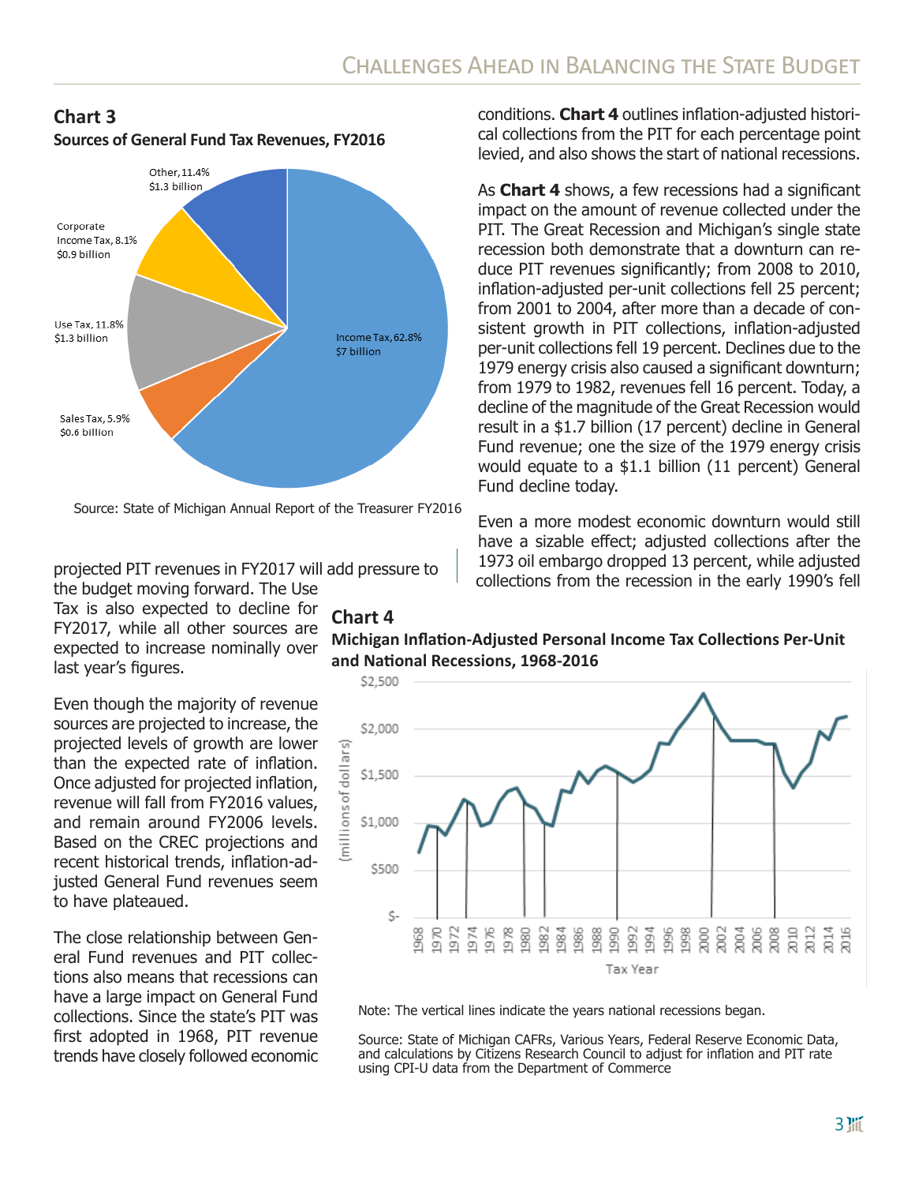## Chart 3

**Sources of General Fund Tax Revenues, FY2016**

Other, 11.4% $1.3 billion

Corporate Income Tax, 8.1% $0.9 billion

Use Tax, 11.8% $1.3 billion

Sales Tax, 5.9% $0.6 billion

Income Tax, 62.8% $7 billion

Source: State of Michigan Annual Report of the Treasurer FY2016

projected PIT revenues in FY2017 will add pressure to the budget moving forward. The Use Tax is also expected to decline for FY2017, while all other sources are expected to increase nominally over last year's figures.

Even though the majority of revenue sources are projected to increase, the projected levels of growth are lower than the expected rate of inflation. Once adjusted for projected inflation, revenue will fall from FY2016 values, and remain around FY2006 levels. Based on the CREC projections and recent historical trends, inflation-adjusted General Fund revenues seem to have plateaued.

The close relationship between General Fund revenues and PIT collections also means that recessions can have a large impact on General Fund collections. Since the state's PIT was first adopted in 1968, PIT revenue trends have closely followed economic conditions. **Chart 4** outlines inflation-adjusted historical collections from the PIT for each percentage point levied, and also shows the start of national recessions.

As **Chart 4** shows, a few recessions had a significant impact on the amount of revenue collected under the PIT. The Great Recession and Michigan's single state recession both demonstrate that a downturn can reduce PIT revenues significantly; from 2008 to 2010, inflation-adjusted per-unit collections fell 25 percent; from 2001 to 2004, after more than a decade of consistent growth in PIT collections, inflation-adjusted per-unit collections fell 19 percent. Declines due to the 1979 energy crisis also caused a significant downturn; from 1979 to 1982, revenues fell 16 percent. Today, a decline of the magnitude of the Great Recession would result in a $1.7 billion (17 percent) decline in General Fund revenue; one the size of the 1979 energy crisis would equate to a $1.1 billion (11 percent) General Fund decline today.

Even a more modest economic downturn would still have a sizable effect; adjusted collections after the 1973 oil embargo dropped 13 percent, while adjusted collections from the recession in the early 1990's fell

## Chart 4

**Michigan Inflation-Adjusted Personal Income Tax Collections Per-Unit and National Recessions, 1968-2016**

(millions of dollars)

$2,500 | $2,000 | $1,500 | $1,000 | $500 | $-

Tax Year: 1968–2016

Note: The vertical lines indicate the years national recessions began.

Source: State of Michigan CAFRs, Various Years, Federal Reserve Economic Data, and calculations by Citizens Research Council to adjust for inflation and PIT rate using CPI-U data from the Department of Commerce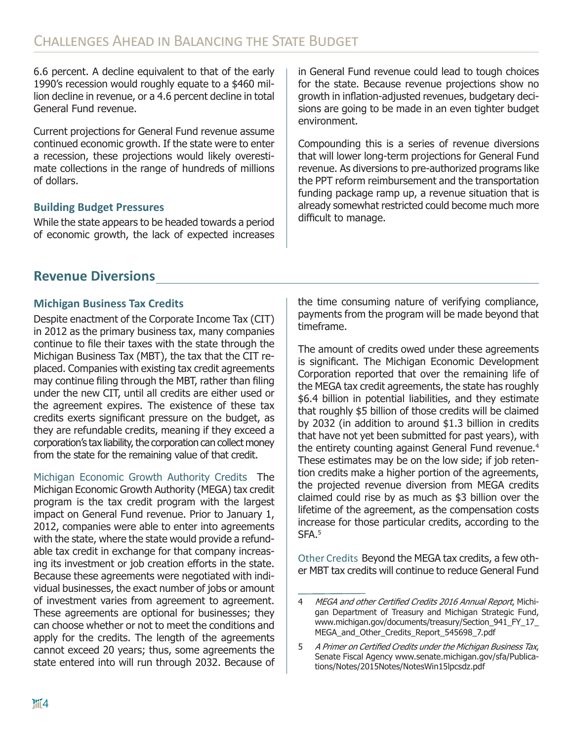6.6 percent. A decline equivalent to that of the early 1990's recession would roughly equate to a $460 million decline in revenue, or a 4.6 percent decline in total General Fund revenue.

Current projections for General Fund revenue assume continued economic growth. If the state were to enter a recession, these projections would likely overestimate collections in the range of hundreds of millions of dollars.

### Building Budget Pressures

While the state appears to be headed towards a period of economic growth, the lack of expected increases in General Fund revenue could lead to tough choices for the state. Because revenue projections show no growth in inflation-adjusted revenues, budgetary decisions are going to be made in an even tighter budget environment.

Compounding this is a series of revenue diversions that will lower long-term projections for General Fund revenue. As diversions to pre-authorized programs like the PPT reform reimbursement and the transportation funding package ramp up, a revenue situation that is already somewhat restricted could become much more difficult to manage.

## Revenue Diversions

### Michigan Business Tax Credits

Despite enactment of the Corporate Income Tax (CIT) in 2012 as the primary business tax, many companies continue to file their taxes with the state through the Michigan Business Tax (MBT), the tax that the CIT replaced. Companies with existing tax credit agreements may continue filing through the MBT, rather than filing under the new CIT, until all credits are either used or the agreement expires. The existence of these tax credits exerts significant pressure on the budget, as they are refundable credits, meaning if they exceed a corporation's tax liability, the corporation can collect money from the state for the remaining value of that credit.

Michigan Economic Growth Authority Credits The Michigan Economic Growth Authority (MEGA) tax credit program is the tax credit program with the largest impact on General Fund revenue. Prior to January 1, 2012, companies were able to enter into agreements with the state, where the state would provide a refundable tax credit in exchange for that company increasing its investment or job creation efforts in the state. Because these agreements were negotiated with individual businesses, the exact number of jobs or amount of investment varies from agreement to agreement. These agreements are optional for businesses; they can choose whether or not to meet the conditions and apply for the credits. The length of the agreements cannot exceed 20 years; thus, some agreements the state entered into will run through 2032. Because of the time consuming nature of verifying compliance, payments from the program will be made beyond that timeframe.

The amount of credits owed under these agreements is significant. The Michigan Economic Development Corporation reported that over the remaining life of the MEGA tax credit agreements, the state has roughly $6.4 billion in potential liabilities, and they estimate that roughly $5 billion of those credits will be claimed by 2032 (in addition to around $1.3 billion in credits that have not yet been submitted for past years), with the entirety counting against General Fund revenue.[4] These estimates may be on the low side; if job retention credits make a higher portion of the agreements, the projected revenue diversion from MEGA credits claimed could rise by as much as $3 billion over the lifetime of the agreement, as the compensation costs increase for those particular credits, according to the SFA.[5]

Other Credits Beyond the MEGA tax credits, a few other MBT tax credits will continue to reduce General Fund

---

4 *MEGA and other Certified Credits 2016 Annual Report*, Michigan Department of Treasury and Michigan Strategic Fund, www.michigan.gov/documents/treasury/Section_941_FY_17_MEGA_and_Other_Credits_Report_545698_7.pdf

5 *A Primer on Certified Credits under the Michigan Business Tax*, Senate Fiscal Agency www.senate.michigan.gov/sfa/Publications/Notes/2015Notes/NotesWin15lpcsdz.pdf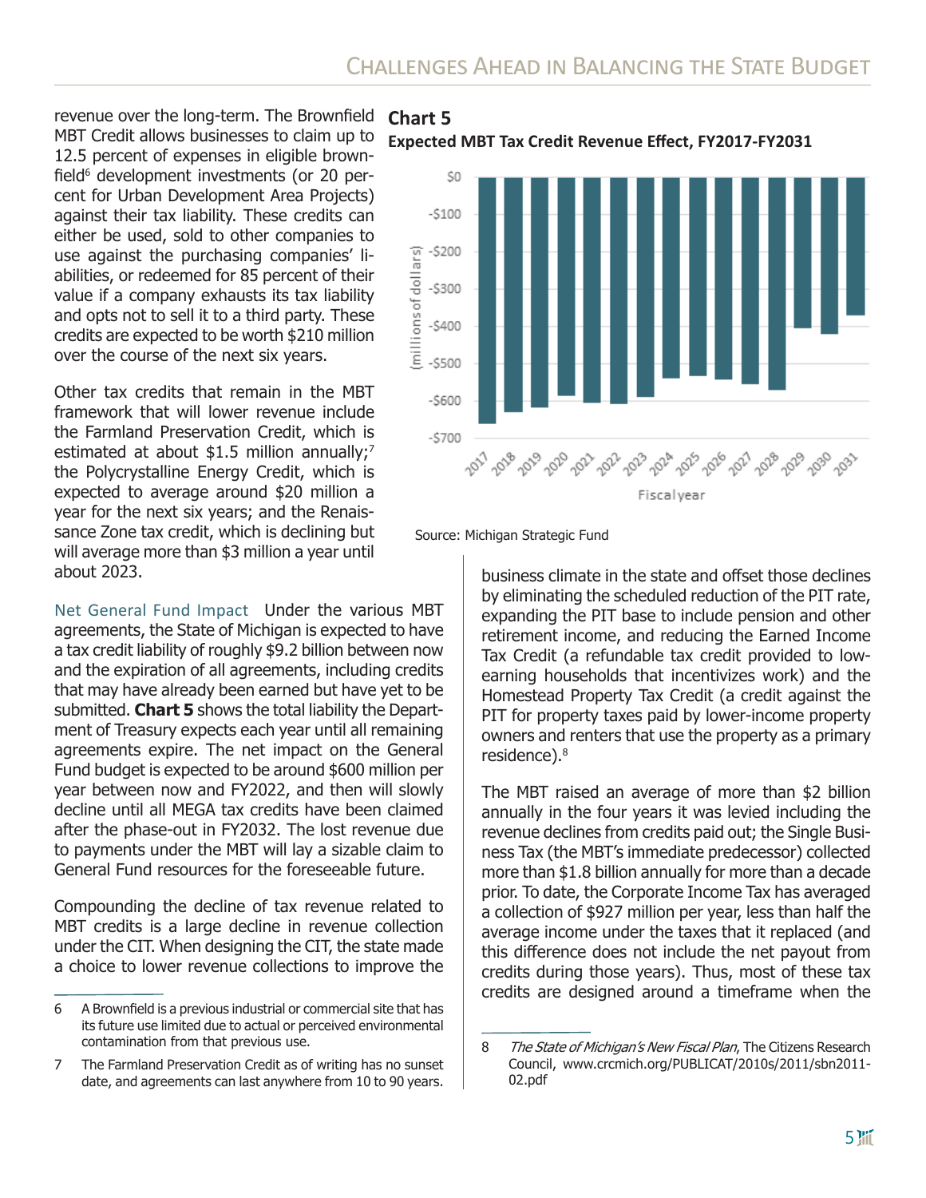revenue over the long-term. The Brownfield MBT Credit allows businesses to claim up to 12.5 percent of expenses in eligible brownfield[6] development investments (or 20 percent for Urban Development Area Projects) against their tax liability. These credits can either be used, sold to other companies to use against the purchasing companies' liabilities, or redeemed for 85 percent of their value if a company exhausts its tax liability and opts not to sell it to a third party. These credits are expected to be worth $210 million over the course of the next six years.

Other tax credits that remain in the MBT framework that will lower revenue include the Farmland Preservation Credit, which is estimated at about $1.5 million annually;[7] the Polycrystalline Energy Credit, which is expected to average around $20 million a year for the next six years; and the Renaissance Zone tax credit, which is declining but will average more than $3 million a year until about 2023.

**Chart 5**

**Expected MBT Tax Credit Revenue Effect, FY2017-FY2031**

Source: Michigan Strategic Fund

Net General Fund Impact Under the various MBT agreements, the State of Michigan is expected to have a tax credit liability of roughly $9.2 billion between now and the expiration of all agreements, including credits that may have already been earned but have yet to be submitted. **Chart 5** shows the total liability the Department of Treasury expects each year until all remaining agreements expire. The net impact on the General Fund budget is expected to be around $600 million per year between now and FY2022, and then will slowly decline until all MEGA tax credits have been claimed after the phase-out in FY2032. The lost revenue due to payments under the MBT will lay a sizable claim to General Fund resources for the foreseeable future.

Compounding the decline of tax revenue related to MBT credits is a large decline in revenue collection under the CIT. When designing the CIT, the state made a choice to lower revenue collections to improve the business climate in the state and offset those declines by eliminating the scheduled reduction of the PIT rate, expanding the PIT base to include pension and other retirement income, and reducing the Earned Income Tax Credit (a refundable tax credit provided to low-earning households that incentivizes work) and the Homestead Property Tax Credit (a credit against the PIT for property taxes paid by lower-income property owners and renters that use the property as a primary residence).[8]

The MBT raised an average of more than $2 billion annually in the four years it was levied including the revenue declines from credits paid out; the Single Business Tax (the MBT's immediate predecessor) collected more than $1.8 billion annually for more than a decade prior. To date, the Corporate Income Tax has averaged a collection of $927 million per year, less than half the average income under the taxes that it replaced (and this difference does not include the net payout from credits during those years). Thus, most of these tax credits are designed around a timeframe when the

---

6 A Brownfield is a previous industrial or commercial site that has its future use limited due to actual or perceived environmental contamination from that previous use.

7 The Farmland Preservation Credit as of writing has no sunset date, and agreements can last anywhere from 10 to 90 years.

8 *The State of Michigan's New Fiscal Plan*, The Citizens Research Council, www.crcmich.org/PUBLICAT/2010s/2011/sbn2011-02.pdf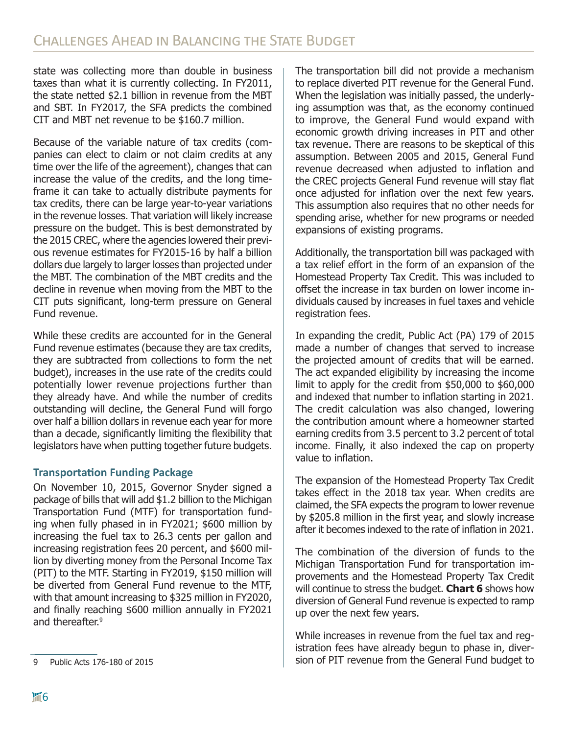state was collecting more than double in business taxes than what it is currently collecting. In FY2011, the state netted $2.1 billion in revenue from the MBT and SBT. In FY2017, the SFA predicts the combined CIT and MBT net revenue to be $160.7 million.

Because of the variable nature of tax credits (companies can elect to claim or not claim credits at any time over the life of the agreement), changes that can increase the value of the credits, and the long timeframe it can take to actually distribute payments for tax credits, there can be large year-to-year variations in the revenue losses. That variation will likely increase pressure on the budget. This is best demonstrated by the 2015 CREC, where the agencies lowered their previous revenue estimates for FY2015-16 by half a billion dollars due largely to larger losses than projected under the MBT. The combination of the MBT credits and the decline in revenue when moving from the MBT to the CIT puts significant, long-term pressure on General Fund revenue.

While these credits are accounted for in the General Fund revenue estimates (because they are tax credits, they are subtracted from collections to form the net budget), increases in the use rate of the credits could potentially lower revenue projections further than they already have. And while the number of credits outstanding will decline, the General Fund will forgo over half a billion dollars in revenue each year for more than a decade, significantly limiting the flexibility that legislators have when putting together future budgets.

### Transportation Funding Package

On November 10, 2015, Governor Snyder signed a package of bills that will add $1.2 billion to the Michigan Transportation Fund (MTF) for transportation funding when fully phased in in FY2021; $600 million by increasing the fuel tax to 26.3 cents per gallon and increasing registration fees 20 percent, and $600 million by diverting money from the Personal Income Tax (PIT) to the MTF. Starting in FY2019, $150 million will be diverted from General Fund revenue to the MTF, with that amount increasing to $325 million in FY2020, and finally reaching $600 million annually in FY2021 and thereafter.[9]

The transportation bill did not provide a mechanism to replace diverted PIT revenue for the General Fund. When the legislation was initially passed, the underlying assumption was that, as the economy continued to improve, the General Fund would expand with economic growth driving increases in PIT and other tax revenue. There are reasons to be skeptical of this assumption. Between 2005 and 2015, General Fund revenue decreased when adjusted to inflation and the CREC projects General Fund revenue will stay flat once adjusted for inflation over the next few years. This assumption also requires that no other needs for spending arise, whether for new programs or needed expansions of existing programs.

Additionally, the transportation bill was packaged with a tax relief effort in the form of an expansion of the Homestead Property Tax Credit. This was included to offset the increase in tax burden on lower income individuals caused by increases in fuel taxes and vehicle registration fees.

In expanding the credit, Public Act (PA) 179 of 2015 made a number of changes that served to increase the projected amount of credits that will be earned. The act expanded eligibility by increasing the income limit to apply for the credit from $50,000 to $60,000 and indexed that number to inflation starting in 2021. The credit calculation was also changed, lowering the contribution amount where a homeowner started earning credits from 3.5 percent to 3.2 percent of total income. Finally, it also indexed the cap on property value to inflation.

The expansion of the Homestead Property Tax Credit takes effect in the 2018 tax year. When credits are claimed, the SFA expects the program to lower revenue by $205.8 million in the first year, and slowly increase after it becomes indexed to the rate of inflation in 2021.

The combination of the diversion of funds to the Michigan Transportation Fund for transportation improvements and the Homestead Property Tax Credit will continue to stress the budget. **Chart 6** shows how diversion of General Fund revenue is expected to ramp up over the next few years.

While increases in revenue from the fuel tax and registration fees have already begun to phase in, diversion of PIT revenue from the General Fund budget to

9 Public Acts 176-180 of 2015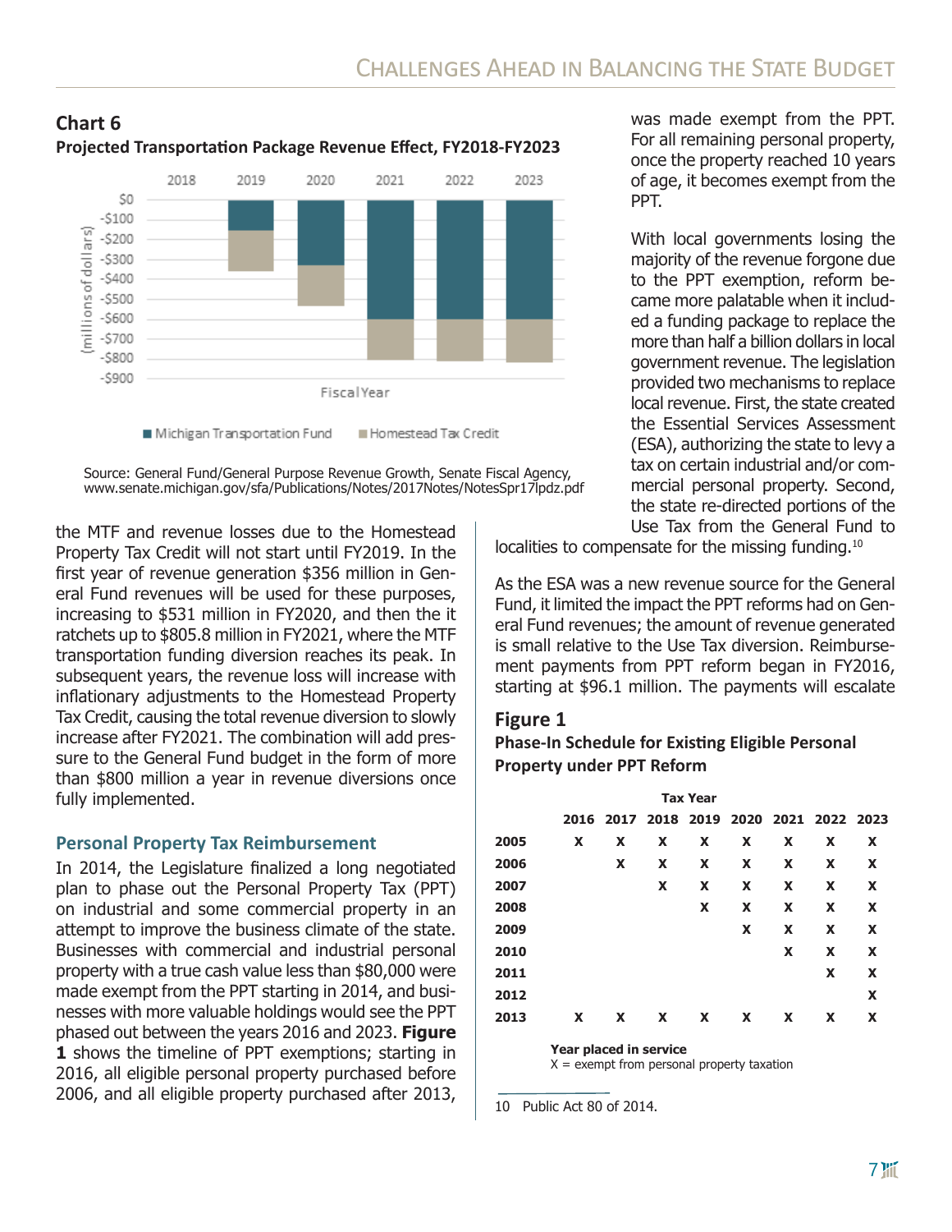## Chart 6

**Projected Transportation Package Revenue Effect, FY2018-FY2023**

Source: General Fund/General Purpose Revenue Growth, Senate Fiscal Agency, www.senate.michigan.gov/sfa/Publications/Notes/2017Notes/NotesSpr17lpdz.pdf

the MTF and revenue losses due to the Homestead Property Tax Credit will not start until FY2019. In the first year of revenue generation $356 million in General Fund revenues will be used for these purposes, increasing to $531 million in FY2020, and then the it ratchets up to $805.8 million in FY2021, where the MTF transportation funding diversion reaches its peak. In subsequent years, the revenue loss will increase with inflationary adjustments to the Homestead Property Tax Credit, causing the total revenue diversion to slowly increase after FY2021. The combination will add pressure to the General Fund budget in the form of more than $800 million a year in revenue diversions once fully implemented.

### Personal Property Tax Reimbursement

In 2014, the Legislature finalized a long negotiated plan to phase out the Personal Property Tax (PPT) on industrial and some commercial property in an attempt to improve the business climate of the state. Businesses with commercial and industrial personal property with a true cash value less than $80,000 were made exempt from the PPT starting in 2014, and businesses with more valuable holdings would see the PPT phased out between the years 2016 and 2023. **Figure 1** shows the timeline of PPT exemptions; starting in 2016, all eligible personal property purchased before 2006, and all eligible property purchased after 2013, was made exempt from the PPT. For all remaining personal property, once the property reached 10 years of age, it becomes exempt from the PPT.

With local governments losing the majority of the revenue forgone due to the PPT exemption, reform became more palatable when it included a funding package to replace the more than half a billion dollars in local government revenue. The legislation provided two mechanisms to replace local revenue. First, the state created the Essential Services Assessment (ESA), authorizing the state to levy a tax on certain industrial and/or commercial personal property. Second, the state re-directed portions of the Use Tax from the General Fund to localities to compensate for the missing funding.[10]

As the ESA was a new revenue source for the General Fund, it limited the impact the PPT reforms had on General Fund revenues; the amount of revenue generated is small relative to the Use Tax diversion. Reimbursement payments from PPT reform began in FY2016, starting at $96.1 million. The payments will escalate

## Figure 1

**Phase-In Schedule for Existing Eligible Personal Property under PPT Reform**

| | Tax Year | | | | | | | |
|---|---|---|---|---|---|---|---|---|
| | 2016 | 2017 | 2018 | 2019 | 2020 | 2021 | 2022 | 2023 |
| 2005 | X | X | X | X | X | X | X | X |
| 2006 | | X | X | X | X | X | X | X |
| 2007 | | | X | X | X | X | X | X |
| 2008 | | | | X | X | X | X | X |
| 2009 | | | | | X | X | X | X |
| 2010 | | | | | | X | X | X |
| 2011 | | | | | | | X | X |
| 2012 | | | | | | | | X |
| 2013 | X | X | X | X | X | X | X | X |

**Year placed in service**
X = exempt from personal property taxation

10 Public Act 80 of 2014.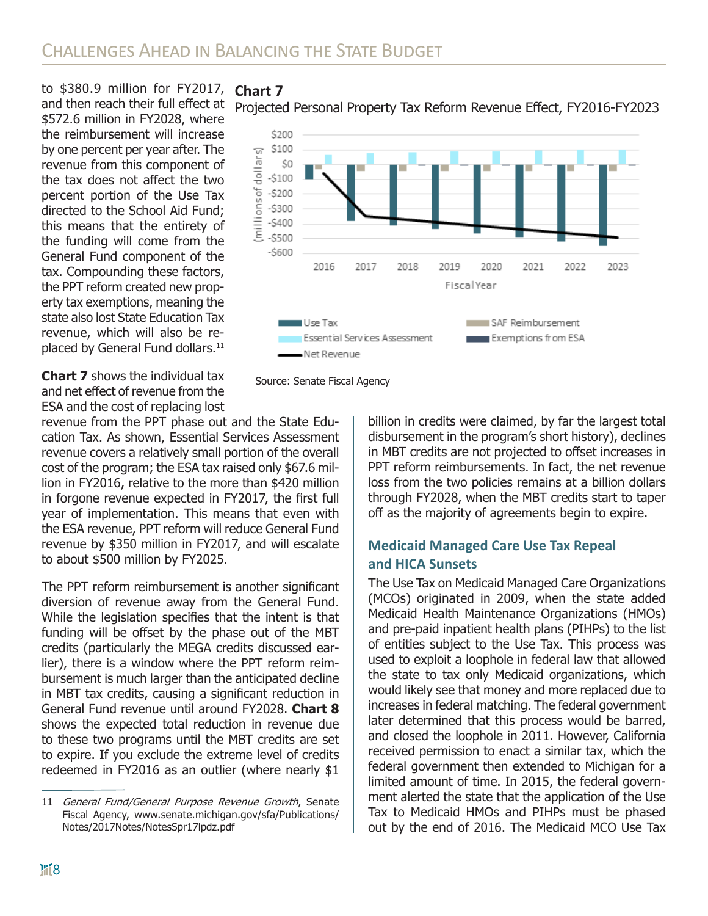to $380.9 million for FY2017, and then reach their full effect at $572.6 million in FY2028, where the reimbursement will increase by one percent per year after. The revenue from this component of the tax does not affect the two percent portion of the Use Tax directed to the School Aid Fund; this means that the entirety of the funding will come from the General Fund component of the tax. Compounding these factors, the PPT reform created new property tax exemptions, meaning the state also lost State Education Tax revenue, which will also be replaced by General Fund dollars.[11]

**Chart 7**
Projected Personal Property Tax Reform Revenue Effect, FY2016-FY2023

Source: Senate Fiscal Agency

**Chart 7** shows the individual tax and net effect of revenue from the ESA and the cost of replacing lost revenue from the PPT phase out and the State Education Tax. As shown, Essential Services Assessment revenue covers a relatively small portion of the overall cost of the program; the ESA tax raised only $67.6 million in FY2016, relative to the more than $420 million in forgone revenue expected in FY2017, the first full year of implementation. This means that even with the ESA revenue, PPT reform will reduce General Fund revenue by $350 million in FY2017, and will escalate to about $500 million by FY2025.

The PPT reform reimbursement is another significant diversion of revenue away from the General Fund. While the legislation specifies that the intent is that funding will be offset by the phase out of the MBT credits (particularly the MEGA credits discussed earlier), there is a window where the PPT reform reimbursement is much larger than the anticipated decline in MBT tax credits, causing a significant reduction in General Fund revenue until around FY2028. **Chart 8** shows the expected total reduction in revenue due to these two programs until the MBT credits are set to expire. If you exclude the extreme level of credits redeemed in FY2016 as an outlier (where nearly $1 billion in credits were claimed, by far the largest total disbursement in the program's short history), declines in MBT credits are not projected to offset increases in PPT reform reimbursements. In fact, the net revenue loss from the two policies remains at a billion dollars through FY2028, when the MBT credits start to taper off as the majority of agreements begin to expire.

### Medicaid Managed Care Use Tax Repeal and HICA Sunsets

The Use Tax on Medicaid Managed Care Organizations (MCOs) originated in 2009, when the state added Medicaid Health Maintenance Organizations (HMOs) and pre-paid inpatient health plans (PIHPs) to the list of entities subject to the Use Tax. This process was used to exploit a loophole in federal law that allowed the state to tax only Medicaid organizations, which would likely see that money and more replaced due to increases in federal matching. The federal government later determined that this process would be barred, and closed the loophole in 2011. However, California received permission to enact a similar tax, which the federal government then extended to Michigan for a limited amount of time. In 2015, the federal government alerted the state that the application of the Use Tax to Medicaid HMOs and PIHPs must be phased out by the end of 2016. The Medicaid MCO Use Tax

11 *General Fund/General Purpose Revenue Growth*, Senate Fiscal Agency, www.senate.michigan.gov/sfa/Publications/Notes/2017Notes/NotesSpr17lpdz.pdf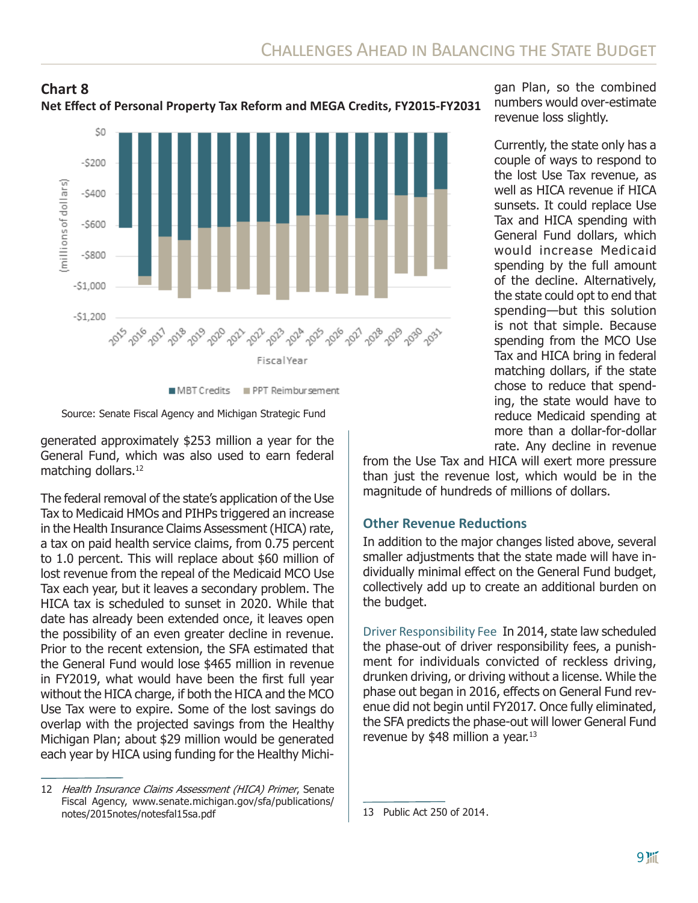**Chart 8**
**Net Effect of Personal Property Tax Reform and MEGA Credits, FY2015-FY2031**

Source: Senate Fiscal Agency and Michigan Strategic Fund

generated approximately $253 million a year for the General Fund, which was also used to earn federal matching dollars.[12]

The federal removal of the state's application of the Use Tax to Medicaid HMOs and PIHPs triggered an increase in the Health Insurance Claims Assessment (HICA) rate, a tax on paid health service claims, from 0.75 percent to 1.0 percent. This will replace about $60 million of lost revenue from the repeal of the Medicaid MCO Use Tax each year, but it leaves a secondary problem. The HICA tax is scheduled to sunset in 2020. While that date has already been extended once, it leaves open the possibility of an even greater decline in revenue. Prior to the recent extension, the SFA estimated that the General Fund would lose $465 million in revenue in FY2019, what would have been the first full year without the HICA charge, if both the HICA and the MCO Use Tax were to expire. Some of the lost savings do overlap with the projected savings from the Healthy Michigan Plan; about $29 million would be generated each year by HICA using funding for the Healthy Michigan Plan, so the combined numbers would over-estimate revenue loss slightly.

Currently, the state only has a couple of ways to respond to the lost Use Tax revenue, as well as HICA revenue if HICA sunsets. It could replace Use Tax and HICA spending with General Fund dollars, which would increase Medicaid spending by the full amount of the decline. Alternatively, the state could opt to end that spending—but this solution is not that simple. Because spending from the MCO Use Tax and HICA bring in federal matching dollars, if the state chose to reduce that spending, the state would have to reduce Medicaid spending at more than a dollar-for-dollar rate. Any decline in revenue from the Use Tax and HICA will exert more pressure than just the revenue lost, which would be in the magnitude of hundreds of millions of dollars.

## Other Revenue Reductions

In addition to the major changes listed above, several smaller adjustments that the state made will have individually minimal effect on the General Fund budget, collectively add up to create an additional burden on the budget.

Driver Responsibility Fee In 2014, state law scheduled the phase-out of driver responsibility fees, a punishment for individuals convicted of reckless driving, drunken driving, or driving without a license. While the phase out began in 2016, effects on General Fund revenue did not begin until FY2017. Once fully eliminated, the SFA predicts the phase-out will lower General Fund revenue by $48 million a year.[13]

---

12 *Health Insurance Claims Assessment (HICA) Primer*, Senate Fiscal Agency, www.senate.michigan.gov/sfa/publications/notes/2015notes/notesfal15sa.pdf

13 Public Act 250 of 2014.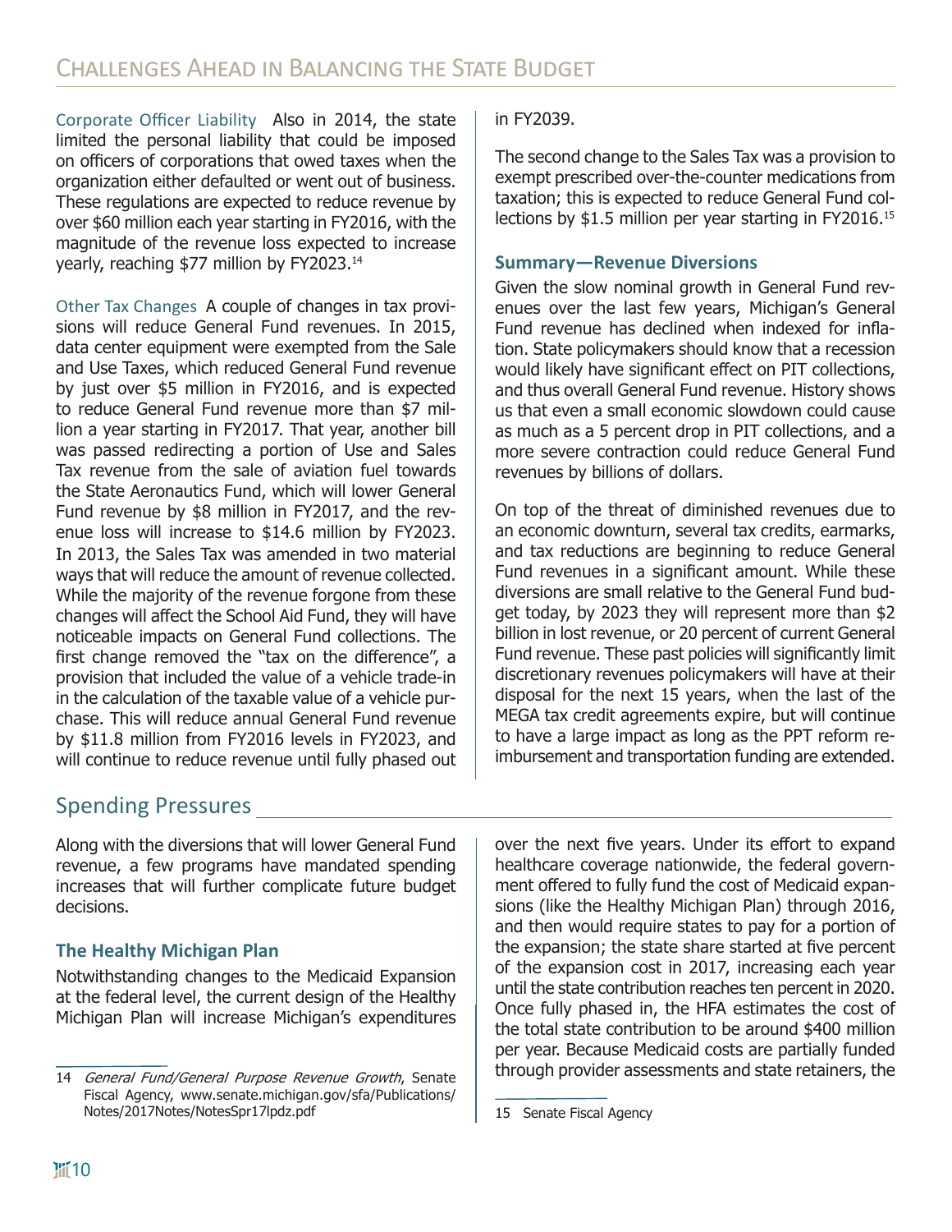Corporate Officer Liability Also in 2014, the state limited the personal liability that could be imposed on officers of corporations that owed taxes when the organization either defaulted or went out of business. These regulations are expected to reduce revenue by over $60 million each year starting in FY2016, with the magnitude of the revenue loss expected to increase yearly, reaching $77 million by FY2023.[14]

Other Tax Changes A couple of changes in tax provisions will reduce General Fund revenues. In 2015, data center equipment were exempted from the Sale and Use Taxes, which reduced General Fund revenue by just over $5 million in FY2016, and is expected to reduce General Fund revenue more than $7 million a year starting in FY2017. That year, another bill was passed redirecting a portion of Use and Sales Tax revenue from the sale of aviation fuel towards the State Aeronautics Fund, which will lower General Fund revenue by $8 million in FY2017, and the revenue loss will increase to $14.6 million by FY2023. In 2013, the Sales Tax was amended in two material ways that will reduce the amount of revenue collected. While the majority of the revenue forgone from these changes will affect the School Aid Fund, they will have noticeable impacts on General Fund collections. The first change removed the "tax on the difference", a provision that included the value of a vehicle trade-in in the calculation of the taxable value of a vehicle purchase. This will reduce annual General Fund revenue by $11.8 million from FY2016 levels in FY2023, and will continue to reduce revenue until fully phased out in FY2039.

The second change to the Sales Tax was a provision to exempt prescribed over-the-counter medications from taxation; this is expected to reduce General Fund collections by $1.5 million per year starting in FY2016.[15]

### Summary—Revenue Diversions

Given the slow nominal growth in General Fund revenues over the last few years, Michigan's General Fund revenue has declined when indexed for inflation. State policymakers should know that a recession would likely have significant effect on PIT collections, and thus overall General Fund revenue. History shows us that even a small economic slowdown could cause as much as a 5 percent drop in PIT collections, and a more severe contraction could reduce General Fund revenues by billions of dollars.

On top of the threat of diminished revenues due to an economic downturn, several tax credits, earmarks, and tax reductions are beginning to reduce General Fund revenues in a significant amount. While these diversions are small relative to the General Fund budget today, by 2023 they will represent more than $2 billion in lost revenue, or 20 percent of current General Fund revenue. These past policies will significantly limit discretionary revenues policymakers will have at their disposal for the next 15 years, when the last of the MEGA tax credit agreements expire, but will continue to have a large impact as long as the PPT reform reimbursement and transportation funding are extended.

## Spending Pressures

Along with the diversions that will lower General Fund revenue, a few programs have mandated spending increases that will further complicate future budget decisions.

### The Healthy Michigan Plan

Notwithstanding changes to the Medicaid Expansion at the federal level, the current design of the Healthy Michigan Plan will increase Michigan's expenditures over the next five years. Under its effort to expand healthcare coverage nationwide, the federal government offered to fully fund the cost of Medicaid expansions (like the Healthy Michigan Plan) through 2016, and then would require states to pay for a portion of the expansion; the state share started at five percent of the expansion cost in 2017, increasing each year until the state contribution reaches ten percent in 2020. Once fully phased in, the HFA estimates the cost of the total state contribution to be around $400 million per year. Because Medicaid costs are partially funded through provider assessments and state retainers, the

---

14 *General Fund/General Purpose Revenue Growth*, Senate Fiscal Agency, www.senate.michigan.gov/sfa/Publications/Notes/2017Notes/NotesSpr17lpdz.pdf

15 Senate Fiscal Agency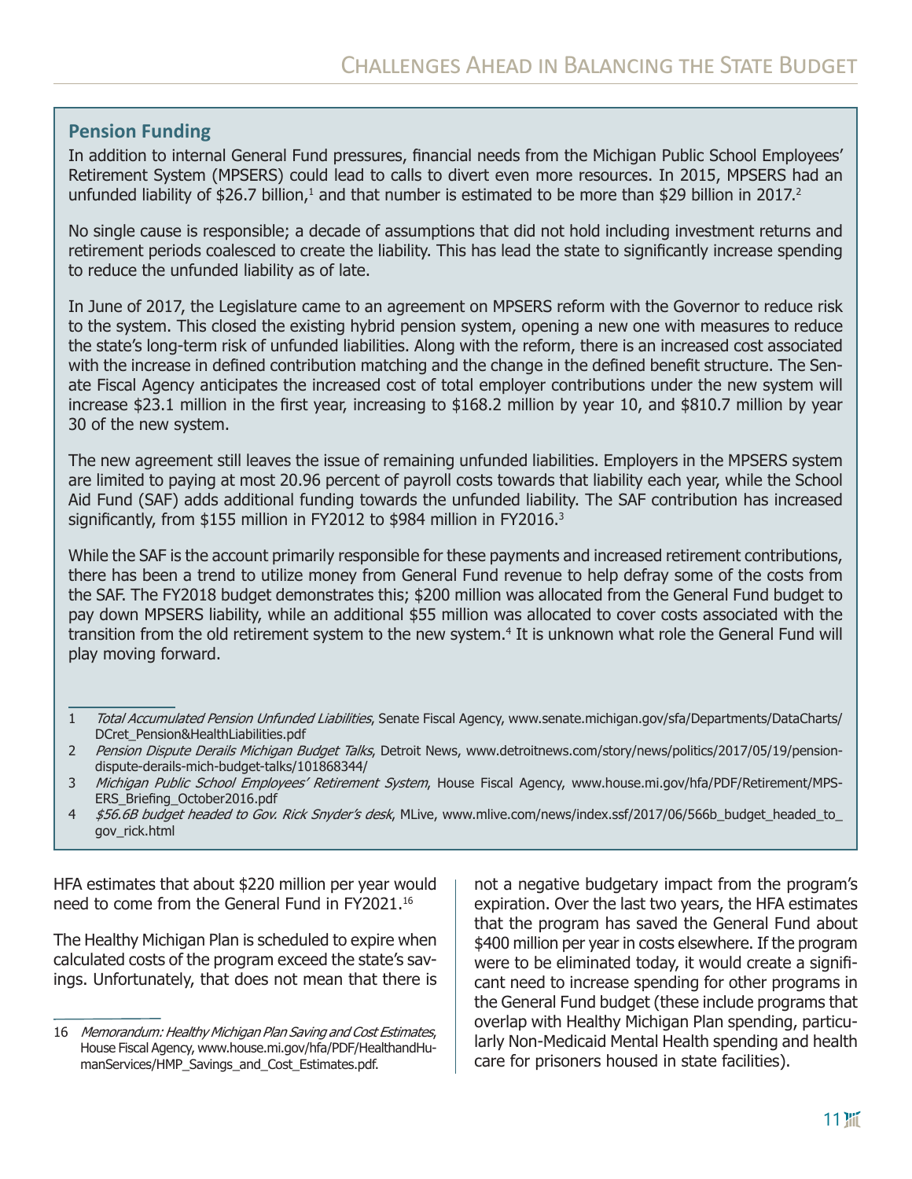## Pension Funding

In addition to internal General Fund pressures, financial needs from the Michigan Public School Employees' Retirement System (MPSERS) could lead to calls to divert even more resources. In 2015, MPSERS had an unfunded liability of $26.7 billion,[1] and that number is estimated to be more than $29 billion in 2017.[2]

No single cause is responsible; a decade of assumptions that did not hold including investment returns and retirement periods coalesced to create the liability. This has lead the state to significantly increase spending to reduce the unfunded liability as of late.

In June of 2017, the Legislature came to an agreement on MPSERS reform with the Governor to reduce risk to the system. This closed the existing hybrid pension system, opening a new one with measures to reduce the state's long-term risk of unfunded liabilities. Along with the reform, there is an increased cost associated with the increase in defined contribution matching and the change in the defined benefit structure. The Senate Fiscal Agency anticipates the increased cost of total employer contributions under the new system will increase $23.1 million in the first year, increasing to $168.2 million by year 10, and $810.7 million by year 30 of the new system.

The new agreement still leaves the issue of remaining unfunded liabilities. Employers in the MPSERS system are limited to paying at most 20.96 percent of payroll costs towards that liability each year, while the School Aid Fund (SAF) adds additional funding towards the unfunded liability. The SAF contribution has increased significantly, from $155 million in FY2012 to $984 million in FY2016.[3]

While the SAF is the account primarily responsible for these payments and increased retirement contributions, there has been a trend to utilize money from General Fund revenue to help defray some of the costs from the SAF. The FY2018 budget demonstrates this; $200 million was allocated from the General Fund budget to pay down MPSERS liability, while an additional $55 million was allocated to cover costs associated with the transition from the old retirement system to the new system.[4] It is unknown what role the General Fund will play moving forward.

1 *Total Accumulated Pension Unfunded Liabilities*, Senate Fiscal Agency, www.senate.michigan.gov/sfa/Departments/DataCharts/DCret_Pension&HealthLiabilities.pdf

2 *Pension Dispute Derails Michigan Budget Talks*, Detroit News, www.detroitnews.com/story/news/politics/2017/05/19/pension-dispute-derails-mich-budget-talks/101868344/

3 *Michigan Public School Employees' Retirement System*, House Fiscal Agency, www.house.mi.gov/hfa/PDF/Retirement/MPSERS_Briefing_October2016.pdf

4 *$56.6B budget headed to Gov. Rick Snyder's desk*, MLive, www.mlive.com/news/index.ssf/2017/06/566b_budget_headed_to_gov_rick.html

HFA estimates that about $220 million per year would need to come from the General Fund in FY2021.[16]

The Healthy Michigan Plan is scheduled to expire when calculated costs of the program exceed the state's savings. Unfortunately, that does not mean that there is not a negative budgetary impact from the program's expiration. Over the last two years, the HFA estimates that the program has saved the General Fund about $400 million per year in costs elsewhere. If the program were to be eliminated today, it would create a significant need to increase spending for other programs in the General Fund budget (these include programs that overlap with Healthy Michigan Plan spending, particularly Non-Medicaid Mental Health spending and health care for prisoners housed in state facilities).

16 *Memorandum: Healthy Michigan Plan Saving and Cost Estimates*, House Fiscal Agency, www.house.mi.gov/hfa/PDF/HealthandHumanServices/HMP_Savings_and_Cost_Estimates.pdf.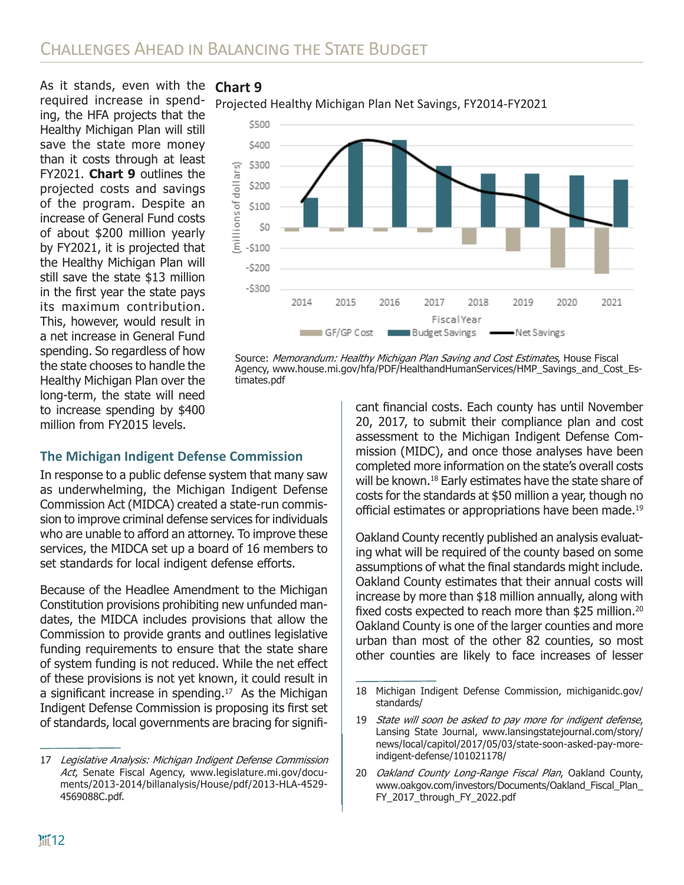As it stands, even with the required increase in spending, the HFA projects that the Healthy Michigan Plan will still save the state more money than it costs through at least FY2021. **Chart 9** outlines the projected costs and savings of the program. Despite an increase of General Fund costs of about $200 million yearly by FY2021, it is projected that the Healthy Michigan Plan will still save the state $13 million in the first year the state pays its maximum contribution. This, however, would result in a net increase in General Fund spending. So regardless of how the state chooses to handle the Healthy Michigan Plan over the long-term, the state will need to increase spending by $400 million from FY2015 levels.

**Chart 9**

Projected Healthy Michigan Plan Net Savings, FY2014-FY2021

Source: *Memorandum: Healthy Michigan Plan Saving and Cost Estimates*, House Fiscal Agency, www.house.mi.gov/hfa/PDF/HealthandHumanServices/HMP_Savings_and_Cost_Estimates.pdf

### The Michigan Indigent Defense Commission

In response to a public defense system that many saw as underwhelming, the Michigan Indigent Defense Commission Act (MIDCA) created a state-run commission to improve criminal defense services for individuals who are unable to afford an attorney. To improve these services, the MIDCA set up a board of 16 members to set standards for local indigent defense efforts.

Because of the Headlee Amendment to the Michigan Constitution provisions prohibiting new unfunded mandates, the MIDCA includes provisions that allow the Commission to provide grants and outlines legislative funding requirements to ensure that the state share of system funding is not reduced. While the net effect of these provisions is not yet known, it could result in a significant increase in spending.[17] As the Michigan Indigent Defense Commission is proposing its first set of standards, local governments are bracing for significant financial costs. Each county has until November 20, 2017, to submit their compliance plan and cost assessment to the Michigan Indigent Defense Commission (MIDC), and once those analyses have been completed more information on the state's overall costs will be known.[18] Early estimates have the state share of costs for the standards at $50 million a year, though no official estimates or appropriations have been made.[19]

Oakland County recently published an analysis evaluating what will be required of the county based on some assumptions of what the final standards might include. Oakland County estimates that their annual costs will increase by more than $18 million annually, along with fixed costs expected to reach more than $25 million.[20] Oakland County is one of the larger counties and more urban than most of the other 82 counties, so most other counties are likely to face increases of lesser

17 *Legislative Analysis: Michigan Indigent Defense Commission Act*, Senate Fiscal Agency, www.legislature.mi.gov/documents/2013-2014/billanalysis/House/pdf/2013-HLA-4529-4569088C.pdf.

18 Michigan Indigent Defense Commission, michiganidc.gov/standards/

19 *State will soon be asked to pay more for indigent defense*, Lansing State Journal, www.lansingstatejournal.com/story/news/local/capitol/2017/05/03/state-soon-asked-pay-more-indigent-defense/101021178/

20 *Oakland County Long-Range Fiscal Plan*, Oakland County, www.oakgov.com/investors/Documents/Oakland_Fiscal_Plan_FY_2017_through_FY_2022.pdf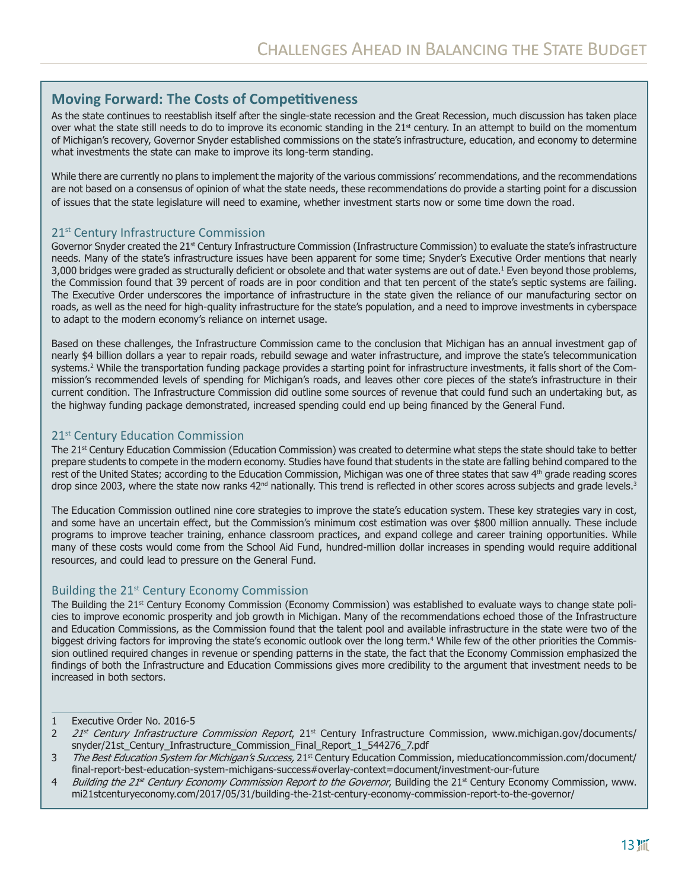## Moving Forward: The Costs of Competitiveness

As the state continues to reestablish itself after the single-state recession and the Great Recession, much discussion has taken place over what the state still needs to do to improve its economic standing in the 21st century. In an attempt to build on the momentum of Michigan's recovery, Governor Snyder established commissions on the state's infrastructure, education, and economy to determine what investments the state can make to improve its long-term standing.

While there are currently no plans to implement the majority of the various commissions' recommendations, and the recommendations are not based on a consensus of opinion of what the state needs, these recommendations do provide a starting point for a discussion of issues that the state legislature will need to examine, whether investment starts now or some time down the road.

### 21st Century Infrastructure Commission

Governor Snyder created the 21st Century Infrastructure Commission (Infrastructure Commission) to evaluate the state's infrastructure needs. Many of the state's infrastructure issues have been apparent for some time; Snyder's Executive Order mentions that nearly 3,000 bridges were graded as structurally deficient or obsolete and that water systems are out of date.[1] Even beyond those problems, the Commission found that 39 percent of roads are in poor condition and that ten percent of the state's septic systems are failing. The Executive Order underscores the importance of infrastructure in the state given the reliance of our manufacturing sector on roads, as well as the need for high-quality infrastructure for the state's population, and a need to improve investments in cyberspace to adapt to the modern economy's reliance on internet usage.

Based on these challenges, the Infrastructure Commission came to the conclusion that Michigan has an annual investment gap of nearly $4 billion dollars a year to repair roads, rebuild sewage and water infrastructure, and improve the state's telecommunication systems.[2] While the transportation funding package provides a starting point for infrastructure investments, it falls short of the Commission's recommended levels of spending for Michigan's roads, and leaves other core pieces of the state's infrastructure in their current condition. The Infrastructure Commission did outline some sources of revenue that could fund such an undertaking but, as the highway funding package demonstrated, increased spending could end up being financed by the General Fund.

### 21st Century Education Commission

The 21st Century Education Commission (Education Commission) was created to determine what steps the state should take to better prepare students to compete in the modern economy. Studies have found that students in the state are falling behind compared to the rest of the United States; according to the Education Commission, Michigan was one of three states that saw 4th grade reading scores drop since 2003, where the state now ranks 42nd nationally. This trend is reflected in other scores across subjects and grade levels.[3]

The Education Commission outlined nine core strategies to improve the state's education system. These key strategies vary in cost, and some have an uncertain effect, but the Commission's minimum cost estimation was over $800 million annually. These include programs to improve teacher training, enhance classroom practices, and expand college and career training opportunities. While many of these costs would come from the School Aid Fund, hundred-million dollar increases in spending would require additional resources, and could lead to pressure on the General Fund.

### Building the 21st Century Economy Commission

The Building the 21st Century Economy Commission (Economy Commission) was established to evaluate ways to change state policies to improve economic prosperity and job growth in Michigan. Many of the recommendations echoed those of the Infrastructure and Education Commissions, as the Commission found that the talent pool and available infrastructure in the state were two of the biggest driving factors for improving the state's economic outlook over the long term.[4] While few of the other priorities the Commission outlined required changes in revenue or spending patterns in the state, the fact that the Economy Commission emphasized the findings of both the Infrastructure and Education Commissions gives more credibility to the argument that investment needs to be increased in both sectors.

---

1 Executive Order No. 2016-5

2 *21st Century Infrastructure Commission Report*, 21st Century Infrastructure Commission, www.michigan.gov/documents/snyder/21st_Century_Infrastructure_Commission_Final_Report_1_544276_7.pdf

3 *The Best Education System for Michigan's Success,* 21st Century Education Commission, mieducationcommission.com/document/final-report-best-education-system-michigans-success#overlay-context=document/investment-our-future

4 *Building the 21st Century Economy Commission Report to the Governor*, Building the 21st Century Economy Commission, www.mi21stcenturyeconomy.com/2017/05/31/building-the-21st-century-economy-commission-report-to-the-governor/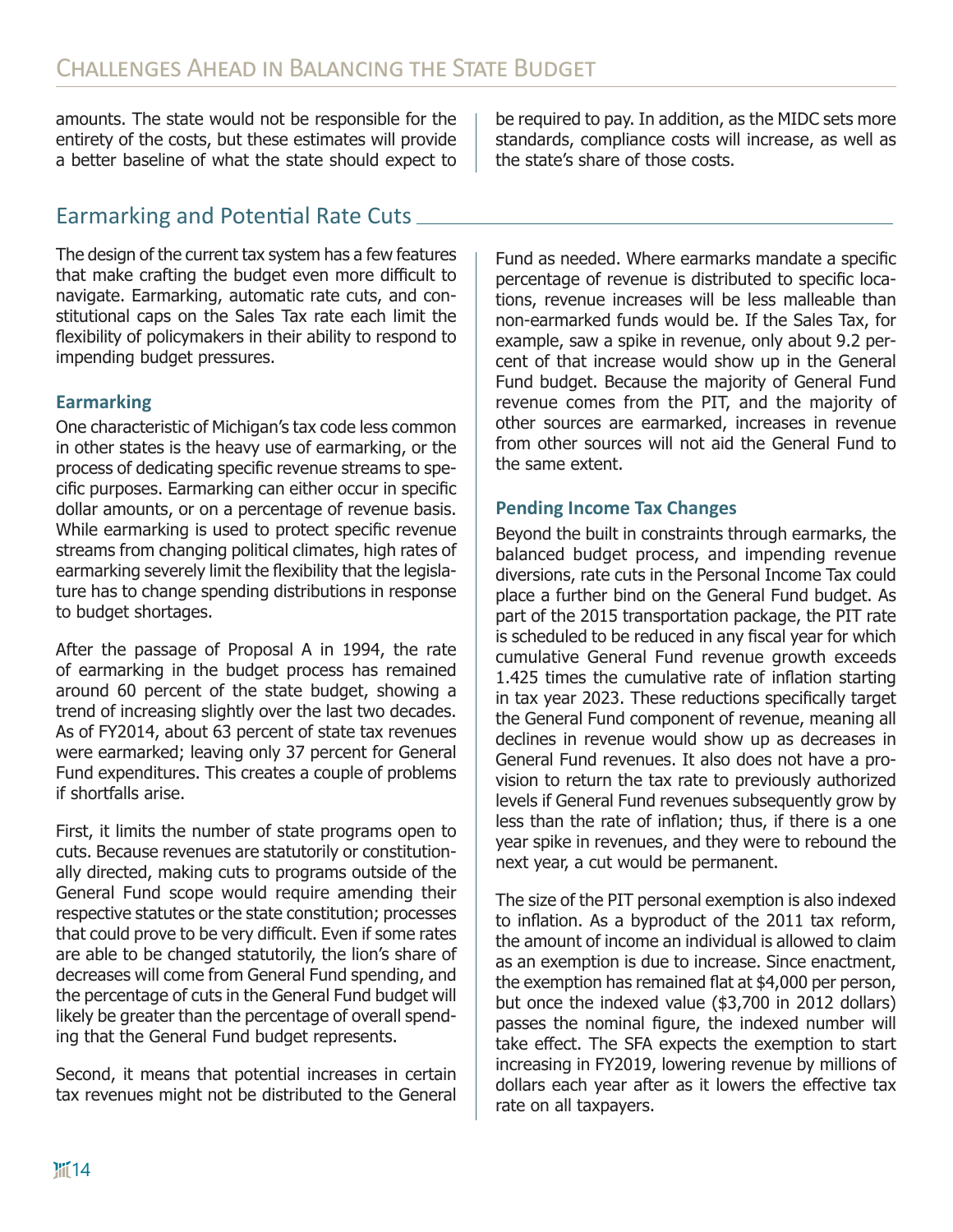amounts. The state would not be responsible for the entirety of the costs, but these estimates will provide a better baseline of what the state should expect to be required to pay. In addition, as the MIDC sets more standards, compliance costs will increase, as well as the state's share of those costs.

## Earmarking and Potential Rate Cuts

The design of the current tax system has a few features that make crafting the budget even more difficult to navigate. Earmarking, automatic rate cuts, and constitutional caps on the Sales Tax rate each limit the flexibility of policymakers in their ability to respond to impending budget pressures.

### Earmarking

One characteristic of Michigan's tax code less common in other states is the heavy use of earmarking, or the process of dedicating specific revenue streams to specific purposes. Earmarking can either occur in specific dollar amounts, or on a percentage of revenue basis. While earmarking is used to protect specific revenue streams from changing political climates, high rates of earmarking severely limit the flexibility that the legislature has to change spending distributions in response to budget shortages.

After the passage of Proposal A in 1994, the rate of earmarking in the budget process has remained around 60 percent of the state budget, showing a trend of increasing slightly over the last two decades. As of FY2014, about 63 percent of state tax revenues were earmarked; leaving only 37 percent for General Fund expenditures. This creates a couple of problems if shortfalls arise.

First, it limits the number of state programs open to cuts. Because revenues are statutorily or constitutionally directed, making cuts to programs outside of the General Fund scope would require amending their respective statutes or the state constitution; processes that could prove to be very difficult. Even if some rates are able to be changed statutorily, the lion's share of decreases will come from General Fund spending, and the percentage of cuts in the General Fund budget will likely be greater than the percentage of overall spending that the General Fund budget represents.

Second, it means that potential increases in certain tax revenues might not be distributed to the General Fund as needed. Where earmarks mandate a specific percentage of revenue is distributed to specific locations, revenue increases will be less malleable than non-earmarked funds would be. If the Sales Tax, for example, saw a spike in revenue, only about 9.2 percent of that increase would show up in the General Fund budget. Because the majority of General Fund revenue comes from the PIT, and the majority of other sources are earmarked, increases in revenue from other sources will not aid the General Fund to the same extent.

### Pending Income Tax Changes

Beyond the built in constraints through earmarks, the balanced budget process, and impending revenue diversions, rate cuts in the Personal Income Tax could place a further bind on the General Fund budget. As part of the 2015 transportation package, the PIT rate is scheduled to be reduced in any fiscal year for which cumulative General Fund revenue growth exceeds 1.425 times the cumulative rate of inflation starting in tax year 2023. These reductions specifically target the General Fund component of revenue, meaning all declines in revenue would show up as decreases in General Fund revenues. It also does not have a provision to return the tax rate to previously authorized levels if General Fund revenues subsequently grow by less than the rate of inflation; thus, if there is a one year spike in revenues, and they were to rebound the next year, a cut would be permanent.

The size of the PIT personal exemption is also indexed to inflation. As a byproduct of the 2011 tax reform, the amount of income an individual is allowed to claim as an exemption is due to increase. Since enactment, the exemption has remained flat at $4,000 per person, but once the indexed value ($3,700 in 2012 dollars) passes the nominal figure, the indexed number will take effect. The SFA expects the exemption to start increasing in FY2019, lowering revenue by millions of dollars each year after as it lowers the effective tax rate on all taxpayers.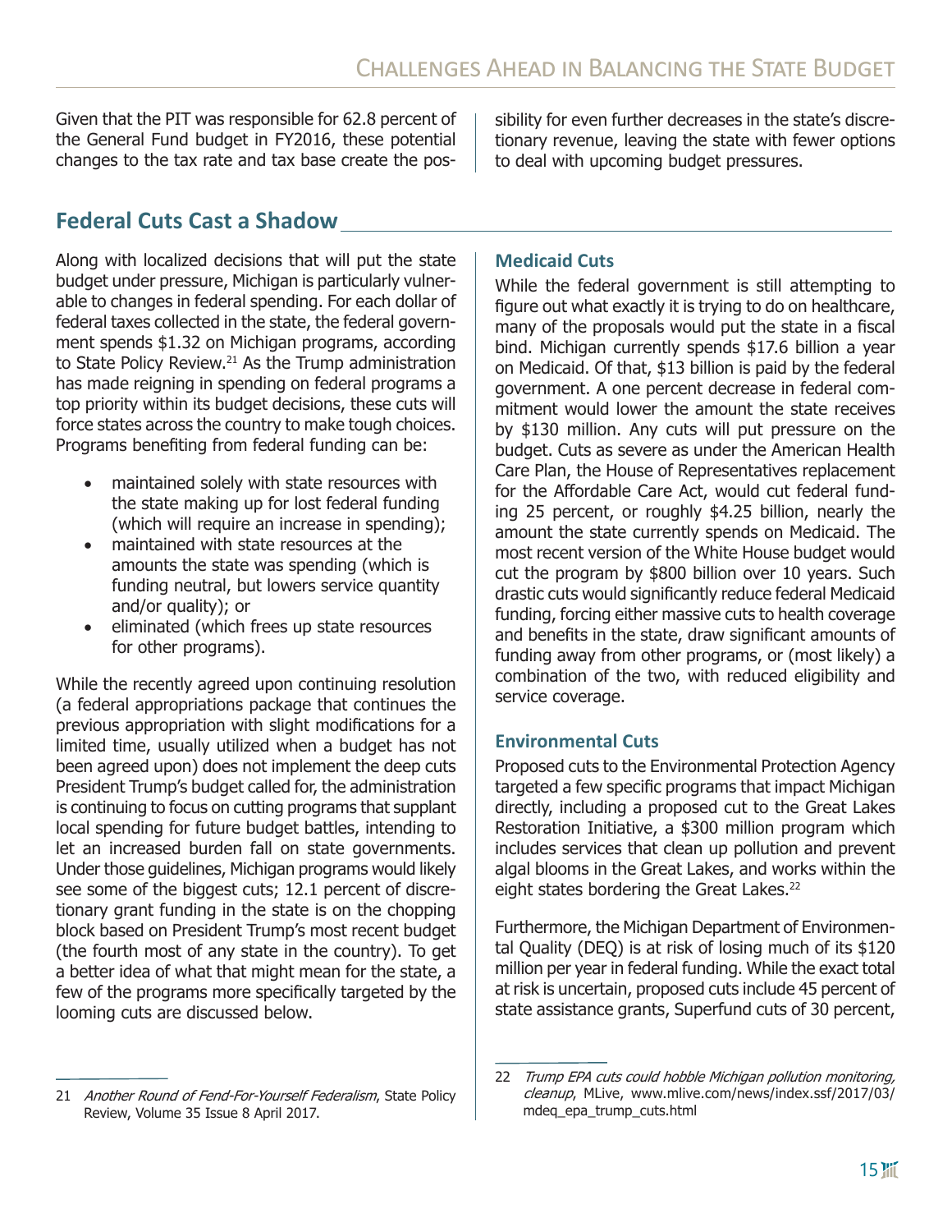Given that the PIT was responsible for 62.8 percent of the General Fund budget in FY2016, these potential changes to the tax rate and tax base create the possibility for even further decreases in the state's discretionary revenue, leaving the state with fewer options to deal with upcoming budget pressures.

## Federal Cuts Cast a Shadow

Along with localized decisions that will put the state budget under pressure, Michigan is particularly vulnerable to changes in federal spending. For each dollar of federal taxes collected in the state, the federal government spends $1.32 on Michigan programs, according to State Policy Review.[21] As the Trump administration has made reigning in spending on federal programs a top priority within its budget decisions, these cuts will force states across the country to make tough choices. Programs benefiting from federal funding can be:

- maintained solely with state resources with the state making up for lost federal funding (which will require an increase in spending);
- maintained with state resources at the amounts the state was spending (which is funding neutral, but lowers service quantity and/or quality); or
- eliminated (which frees up state resources for other programs).

While the recently agreed upon continuing resolution (a federal appropriations package that continues the previous appropriation with slight modifications for a limited time, usually utilized when a budget has not been agreed upon) does not implement the deep cuts President Trump's budget called for, the administration is continuing to focus on cutting programs that supplant local spending for future budget battles, intending to let an increased burden fall on state governments. Under those guidelines, Michigan programs would likely see some of the biggest cuts; 12.1 percent of discretionary grant funding in the state is on the chopping block based on President Trump's most recent budget (the fourth most of any state in the country). To get a better idea of what that might mean for the state, a few of the programs more specifically targeted by the looming cuts are discussed below.

### Medicaid Cuts

While the federal government is still attempting to figure out what exactly it is trying to do on healthcare, many of the proposals would put the state in a fiscal bind. Michigan currently spends $17.6 billion a year on Medicaid. Of that, $13 billion is paid by the federal government. A one percent decrease in federal commitment would lower the amount the state receives by $130 million. Any cuts will put pressure on the budget. Cuts as severe as under the American Health Care Plan, the House of Representatives replacement for the Affordable Care Act, would cut federal funding 25 percent, or roughly $4.25 billion, nearly the amount the state currently spends on Medicaid. The most recent version of the White House budget would cut the program by $800 billion over 10 years. Such drastic cuts would significantly reduce federal Medicaid funding, forcing either massive cuts to health coverage and benefits in the state, draw significant amounts of funding away from other programs, or (most likely) a combination of the two, with reduced eligibility and service coverage.

### Environmental Cuts

Proposed cuts to the Environmental Protection Agency targeted a few specific programs that impact Michigan directly, including a proposed cut to the Great Lakes Restoration Initiative, a $300 million program which includes services that clean up pollution and prevent algal blooms in the Great Lakes, and works within the eight states bordering the Great Lakes.[22]

Furthermore, the Michigan Department of Environmental Quality (DEQ) is at risk of losing much of its $120 million per year in federal funding. While the exact total at risk is uncertain, proposed cuts include 45 percent of state assistance grants, Superfund cuts of 30 percent,

---

21 *Another Round of Fend-For-Yourself Federalism*, State Policy Review, Volume 35 Issue 8 April 2017.

22 *Trump EPA cuts could hobble Michigan pollution monitoring, cleanup*, MLive, www.mlive.com/news/index.ssf/2017/03/mdeq_epa_trump_cuts.html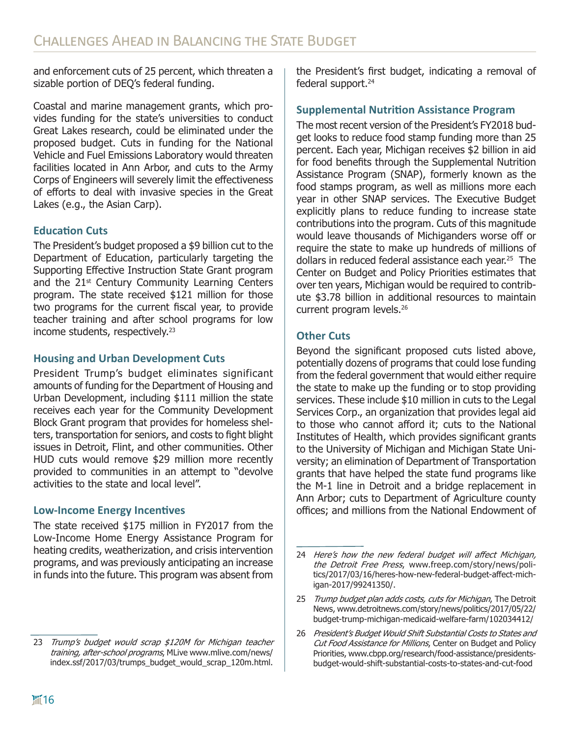and enforcement cuts of 25 percent, which threaten a sizable portion of DEQ's federal funding.

Coastal and marine management grants, which provides funding for the state's universities to conduct Great Lakes research, could be eliminated under the proposed budget. Cuts in funding for the National Vehicle and Fuel Emissions Laboratory would threaten facilities located in Ann Arbor, and cuts to the Army Corps of Engineers will severely limit the effectiveness of efforts to deal with invasive species in the Great Lakes (e.g., the Asian Carp).

### Education Cuts

The President's budget proposed a $9 billion cut to the Department of Education, particularly targeting the Supporting Effective Instruction State Grant program and the 21st Century Community Learning Centers program. The state received $121 million for those two programs for the current fiscal year, to provide teacher training and after school programs for low income students, respectively.[23]

### Housing and Urban Development Cuts

President Trump's budget eliminates significant amounts of funding for the Department of Housing and Urban Development, including $111 million the state receives each year for the Community Development Block Grant program that provides for homeless shelters, transportation for seniors, and costs to fight blight issues in Detroit, Flint, and other communities. Other HUD cuts would remove $29 million more recently provided to communities in an attempt to "devolve activities to the state and local level".

### Low-Income Energy Incentives

The state received $175 million in FY2017 from the Low-Income Home Energy Assistance Program for heating credits, weatherization, and crisis intervention programs, and was previously anticipating an increase in funds into the future. This program was absent from the President's first budget, indicating a removal of federal support.[24]

### Supplemental Nutrition Assistance Program

The most recent version of the President's FY2018 budget looks to reduce food stamp funding more than 25 percent. Each year, Michigan receives $2 billion in aid for food benefits through the Supplemental Nutrition Assistance Program (SNAP), formerly known as the food stamps program, as well as millions more each year in other SNAP services. The Executive Budget explicitly plans to reduce funding to increase state contributions into the program. Cuts of this magnitude would leave thousands of Michiganders worse off or require the state to make up hundreds of millions of dollars in reduced federal assistance each year.[25] The Center on Budget and Policy Priorities estimates that over ten years, Michigan would be required to contribute $3.78 billion in additional resources to maintain current program levels.[26]

### Other Cuts

Beyond the significant proposed cuts listed above, potentially dozens of programs that could lose funding from the federal government that would either require the state to make up the funding or to stop providing services. These include $10 million in cuts to the Legal Services Corp., an organization that provides legal aid to those who cannot afford it; cuts to the National Institutes of Health, which provides significant grants to the University of Michigan and Michigan State University; an elimination of Department of Transportation grants that have helped the state fund programs like the M-1 line in Detroit and a bridge replacement in Ann Arbor; cuts to Department of Agriculture county offices; and millions from the National Endowment of

---

23 *Trump's budget would scrap $120M for Michigan teacher training, after-school programs*, MLive www.mlive.com/news/index.ssf/2017/03/trumps_budget_would_scrap_120m.html.

24 *Here's how the new federal budget will affect Michigan, the Detroit Free Press*, www.freep.com/story/news/politics/2017/03/16/heres-how-new-federal-budget-affect-michigan-2017/99241350/.

25 *Trump budget plan adds costs, cuts for Michigan*, The Detroit News, www.detroitnews.com/story/news/politics/2017/05/22/budget-trump-michigan-medicaid-welfare-farm/102034412/

26 *President's Budget Would Shift Substantial Costs to States and Cut Food Assistance for Millions*, Center on Budget and Policy Priorities, www.cbpp.org/research/food-assistance/presidents-budget-would-shift-substantial-costs-to-states-and-cut-food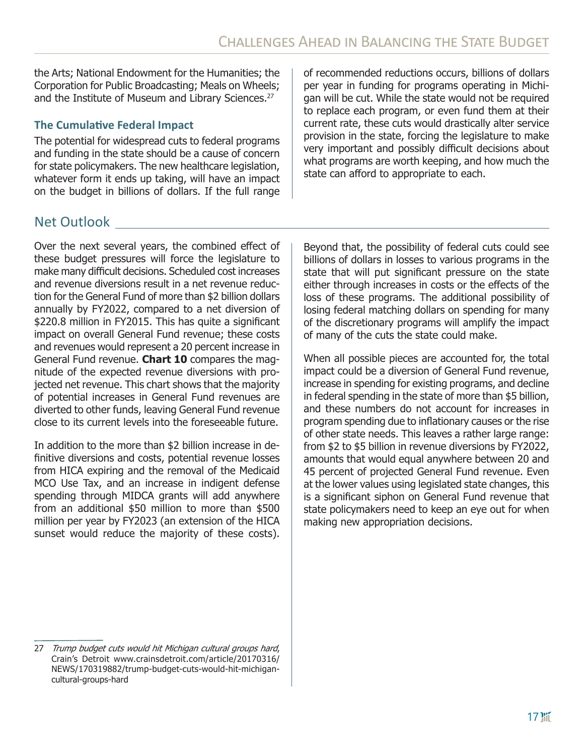the Arts; National Endowment for the Humanities; the Corporation for Public Broadcasting; Meals on Wheels; and the Institute of Museum and Library Sciences.[27]

### The Cumulative Federal Impact

The potential for widespread cuts to federal programs and funding in the state should be a cause of concern for state policymakers. The new healthcare legislation, whatever form it ends up taking, will have an impact on the budget in billions of dollars. If the full range of recommended reductions occurs, billions of dollars per year in funding for programs operating in Michigan will be cut. While the state would not be required to replace each program, or even fund them at their current rate, these cuts would drastically alter service provision in the state, forcing the legislature to make very important and possibly difficult decisions about what programs are worth keeping, and how much the state can afford to appropriate to each.

## Net Outlook

Over the next several years, the combined effect of these budget pressures will force the legislature to make many difficult decisions. Scheduled cost increases and revenue diversions result in a net revenue reduction for the General Fund of more than $2 billion dollars annually by FY2022, compared to a net diversion of $220.8 million in FY2015. This has quite a significant impact on overall General Fund revenue; these costs and revenues would represent a 20 percent increase in General Fund revenue. **Chart 10** compares the magnitude of the expected revenue diversions with projected net revenue. This chart shows that the majority of potential increases in General Fund revenues are diverted to other funds, leaving General Fund revenue close to its current levels into the foreseeable future.

In addition to the more than $2 billion increase in definitive diversions and costs, potential revenue losses from HICA expiring and the removal of the Medicaid MCO Use Tax, and an increase in indigent defense spending through MIDCA grants will add anywhere from an additional $50 million to more than $500 million per year by FY2023 (an extension of the HICA sunset would reduce the majority of these costs). Beyond that, the possibility of federal cuts could see billions of dollars in losses to various programs in the state that will put significant pressure on the state either through increases in costs or the effects of the loss of these programs. The additional possibility of losing federal matching dollars on spending for many of the discretionary programs will amplify the impact of many of the cuts the state could make.

When all possible pieces are accounted for, the total impact could be a diversion of General Fund revenue, increase in spending for existing programs, and decline in federal spending in the state of more than $5 billion, and these numbers do not account for increases in program spending due to inflationary causes or the rise of other state needs. This leaves a rather large range: from $2 to $5 billion in revenue diversions by FY2022, amounts that would equal anywhere between 20 and 45 percent of projected General Fund revenue. Even at the lower values using legislated state changes, this is a significant siphon on General Fund revenue that state policymakers need to keep an eye out for when making new appropriation decisions.

---

27 *Trump budget cuts would hit Michigan cultural groups hard*, Crain's Detroit www.crainsdetroit.com/article/20170316/NEWS/170319882/trump-budget-cuts-would-hit-michigan-cultural-groups-hard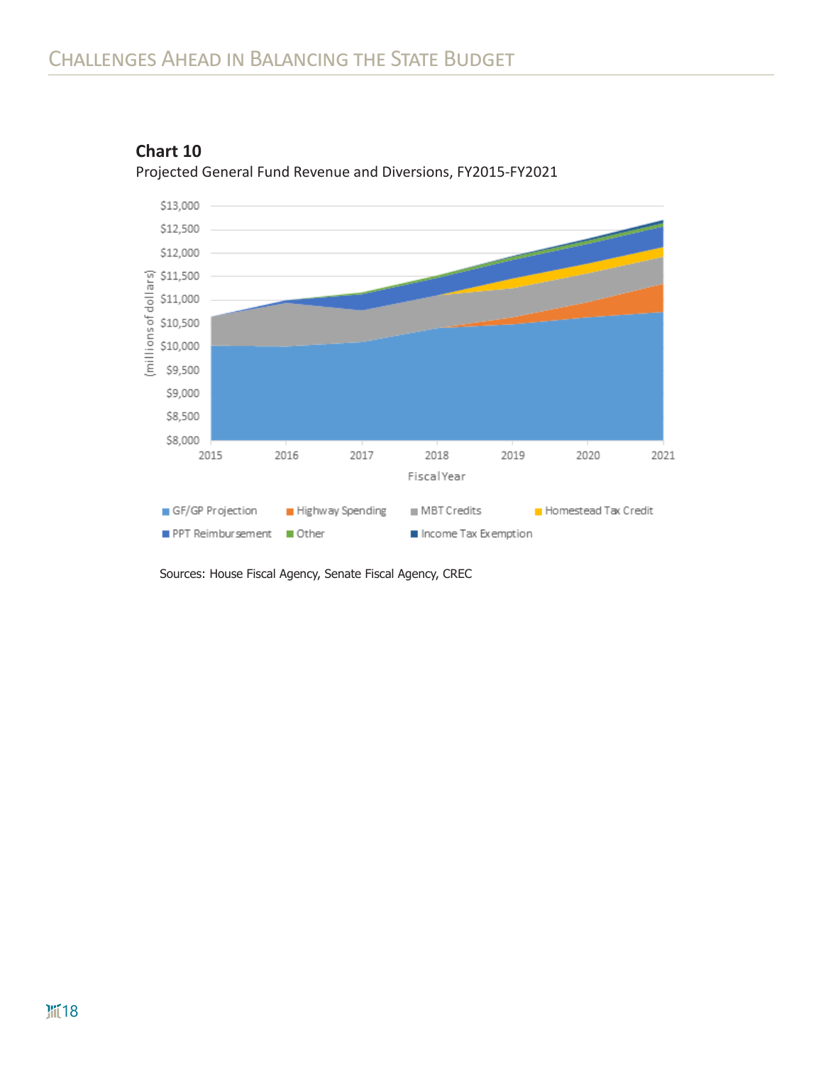**Chart 10**

Projected General Fund Revenue and Diversions, FY2015-FY2021

Sources: House Fiscal Agency, Senate Fiscal Agency, CREC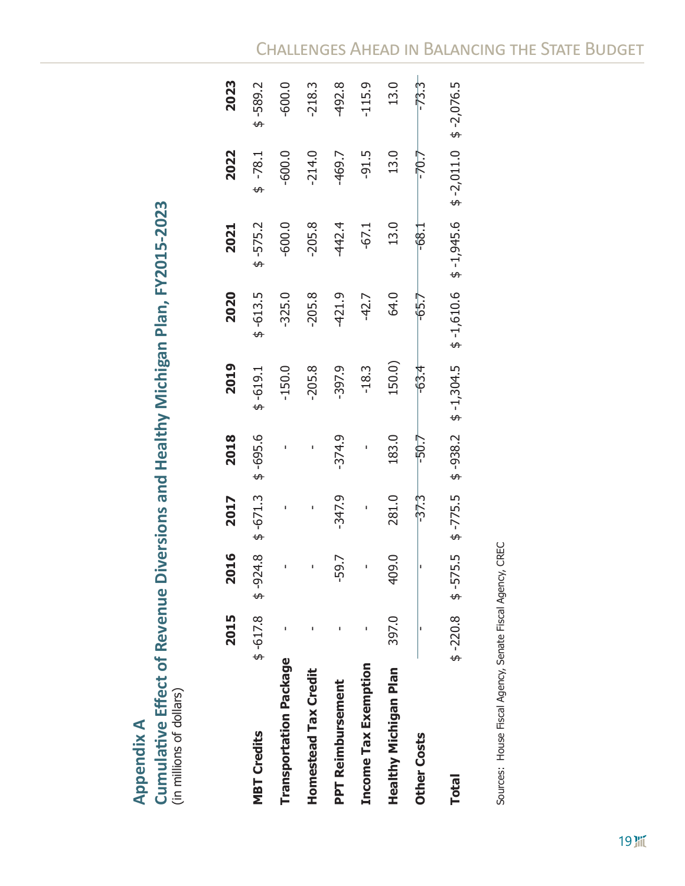## Appendix A

## Cumulative Effect of Revenue Diversions and Healthy Michigan Plan, FY2015-2023

(in millions of dollars)

| | 2015 | 2016 | 2017 | 2018 | 2019 | 2020 | 2021 | 2022 | 2023 |
|---|---|---|---|---|---|---|---|---|---|
| **MBT Credits** | $ -617.8 | $ -924.8 | $ -671.3 | $ -695.6 | $ -619.1 | $ -613.5 | $ -575.2 | $ -78.1 | $ -589.2 |
| **Transportation Package** | - | - | - | - | -150.0 | -325.0 | -600.0 | -600.0 | -600.0 |
| **Homestead Tax Credit** | - | - | - | - | -205.8 | -205.8 | -205.8 | -214.0 | -218.3 |
| **PPT Reimbursement** | - | -59.7 | -347.9 | -374.9 | -397.9 | -421.9 | -442.4 | -469.7 | -492.8 |
| **Income Tax Exemption** | - | - | - | - | -18.3 | -42.7 | -67.1 | -91.5 | -115.9 |
| **Healthy Michigan Plan** | 397.0 | 409.0 | 281.0 | 183.0 | 150.0) | 64.0 | 13.0 | 13.0 | 13.0 |
| **Other Costs** | - | - | -37.3 | -50.7 | -63.4 | -65.7 | -68.1 | -70.7 | -73.3 |
| **Total** | $ -220.8 | $ -575.5 | $ -775.5 | $ -938.2 | $ -1,304.5 | $ -1,610.6 | $ -1,945.6 | $ -2,011.0 | $ -2,076.5 |

Sources: House Fiscal Agency, Senate Fiscal Agency, CREC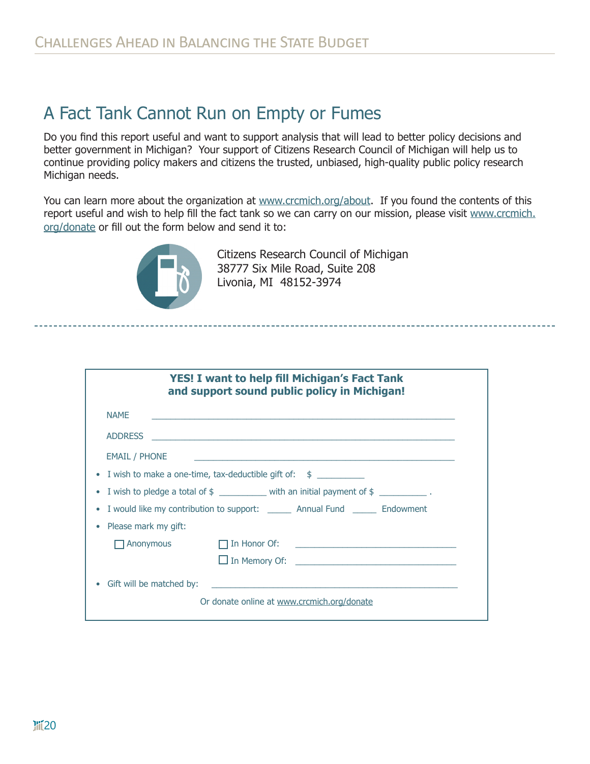# A Fact Tank Cannot Run on Empty or Fumes

Do you find this report useful and want to support analysis that will lead to better policy decisions and better government in Michigan? Your support of Citizens Research Council of Michigan will help us to continue providing policy makers and citizens the trusted, unbiased, high-quality public policy research Michigan needs.

You can learn more about the organization at www.crcmich.org/about. If you found the contents of this report useful and wish to help fill the fact tank so we can carry on our mission, please visit www.crcmich.org/donate or fill out the form below and send it to:

Citizens Research Council of Michigan
38777 Six Mile Road, Suite 208
Livonia, MI 48152-3974

---

**YES! I want to help fill Michigan's Fact Tank and support sound public policy in Michigan!**

NAME ______________________________

ADDRESS ______________________________

EMAIL / PHONE ______________________________

- I wish to make a one-time, tax-deductible gift of: $ __________
- I wish to pledge a total of $ __________ with an initial payment of $ __________ .
- I would like my contribution to support: _____ Annual Fund _____ Endowment
- Please mark my gift:

  ☐ Anonymous ☐ In Honor Of: ______________________________

  ☐ In Memory Of: ______________________________

- Gift will be matched by: ______________________________

Or donate online at www.crcmich.org/donate